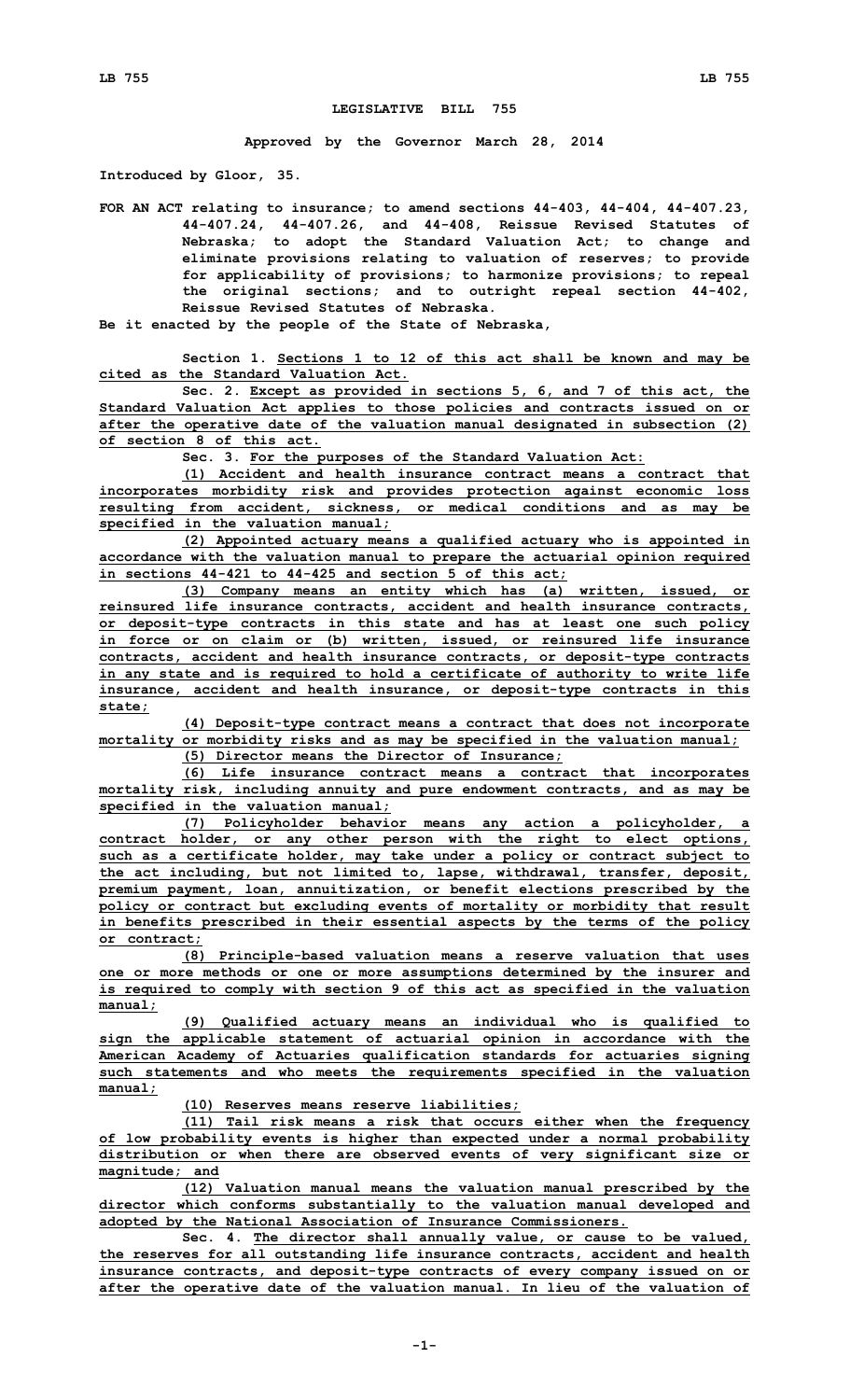# LEGISLATIVE BILL 755

**Approved by the Governor March 28, 2014**

**Introduced by Gloor, 35.**

**FOR AN ACT relating to insurance; to amend sections 44-403, 44-404, 44-407.23, 44-407.24, 44-407.26, and 44-408, Reissue Revised Statutes of Nebraska; to adopt the Standard Valuation Act; to change and eliminate provisions relating to valuation of reserves; to provide for applicability of provisions; to harmonize provisions; to repeal the original sections; and to outright repeal section 44-402, Reissue Revised Statutes of Nebraska.**

**Be it enacted by the people of the State of Nebraska,**

**Section 1.** Sections 1 to 12 of this act shall be known and may be cited as the Standard Valuation Act.

**Sec. 2.** Except as provided in sections 5, 6, and 7 of this act, the Standard Valuation Act applies to those policies and contracts issued on or after the operative date of the valuation manual designated in subsection (2) of section 8 of this act.

**Sec. 3.** For the purposes of the Standard Valuation Act:

(1) Accident and health insurance contract means a contract that incorporates morbidity risk and provides protection against economic loss resulting from accident, sickness, or medical conditions and as may be specified in the valuation manual;

(2) Appointed actuary means a qualified actuary who is appointed in accordance with the valuation manual to prepare the actuarial opinion required in sections 44-421 to 44-425 and section 5 of this act;

(3) Company means an entity which has (a) written, issued, or reinsured life insurance contracts, accident and health insurance contracts, or deposit-type contracts in this state and has at least one such policy in force or on claim or (b) written, issued, or reinsured life insurance contracts, accident and health insurance contracts, or deposit-type contracts in any state and is required to hold a certificate of authority to write life insurance, accident and health insurance, or deposit-type contracts in this state;

(4) Deposit-type contract means a contract that does not incorporate mortality or morbidity risks and as may be specified in the valuation manual;

(5) Director means the Director of Insurance;

(6) Life insurance contract means a contract that incorporates mortality risk, including annuity and pure endowment contracts, and as may be specified in the valuation manual;

(7) Policyholder behavior means any action a policyholder, a contract holder, or any other person with the right to elect options, such as a certificate holder, may take under a policy or contract subject to the act including, but not limited to, lapse, withdrawal, transfer, deposit, premium payment, loan, annuitization, or benefit elections prescribed by the policy or contract but excluding events of mortality or morbidity that result in benefits prescribed in their essential aspects by the terms of the policy or contract;

(8) Principle-based valuation means a reserve valuation that uses one or more methods or one or more assumptions determined by the insurer and is required to comply with section 9 of this act as specified in the valuation manual;

(9) Qualified actuary means an individual who is qualified to sign the applicable statement of actuarial opinion in accordance with the American Academy of Actuaries qualification standards for actuaries signing such statements and who meets the requirements specified in the valuation manual;

(10) Reserves means reserve liabilities;

(11) Tail risk means a risk that occurs either when the frequency of low probability events is higher than expected under a normal probability distribution or when there are observed events of very significant size or magnitude; and

(12) Valuation manual means the valuation manual prescribed by the director which conforms substantially to the valuation manual developed and adopted by the National Association of Insurance Commissioners.

**Sec. 4.** The director shall annually value, or cause to be valued, the reserves for all outstanding life insurance contracts, accident and health insurance contracts, and deposit-type contracts of every company issued on or after the operative date of the valuation manual. In lieu of the valuation of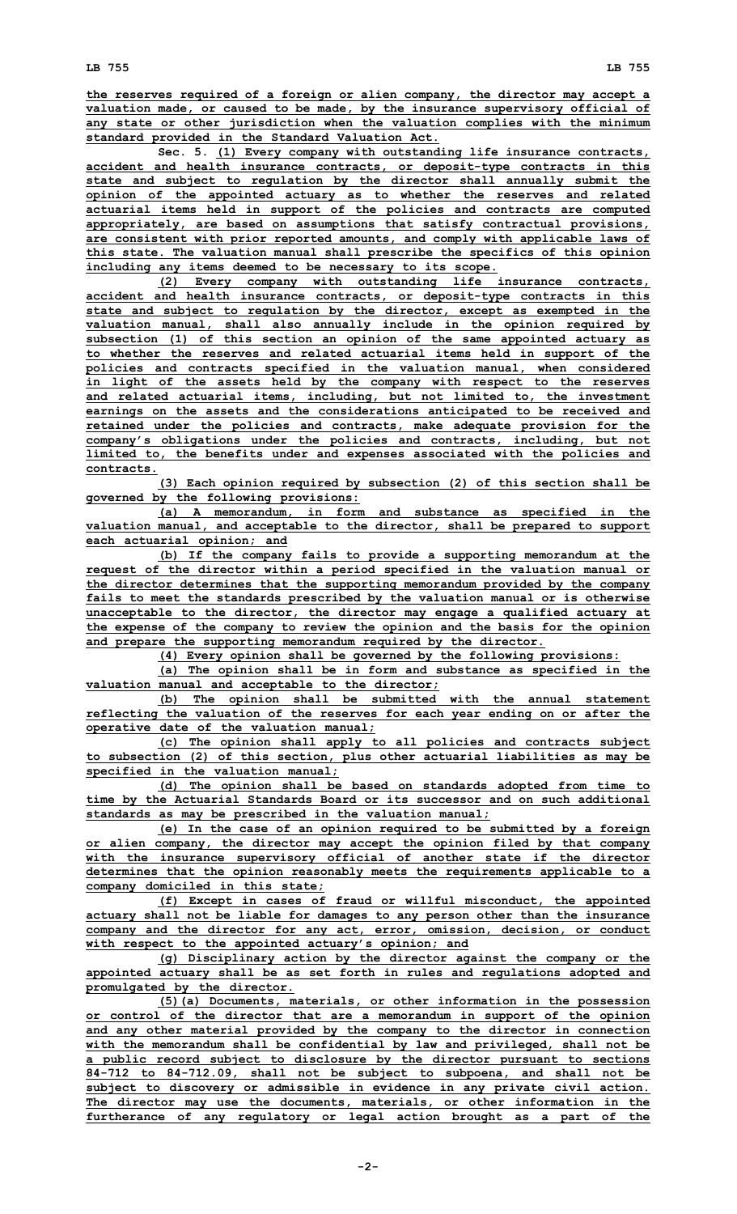the reserves required of a foreign or alien company, the director may accept a valuation made, or caused to be made, by the insurance supervisory official of any state or other jurisdiction when the valuation complies with the minimum standard provided in the Standard Valuation Act.

Sec. 5. (1) Every company with outstanding life insurance contracts, accident and health insurance contracts, or deposit-type contracts in this state and subject to regulation by the director shall annually submit the opinion of the appointed actuary as to whether the reserves and related actuarial items held in support of the policies and contracts are computed appropriately, are based on assumptions that satisfy contractual provisions, are consistent with prior reported amounts, and comply with applicable laws of this state. The valuation manual shall prescribe the specifics of this opinion including any items deemed to be necessary to its scope.

(2) Every company with outstanding life insurance contracts, accident and health insurance contracts, or deposit-type contracts in this state and subject to regulation by the director, except as exempted in the valuation manual, shall also annually include in the opinion required by subsection (1) of this section an opinion of the same appointed actuary as to whether the reserves and related actuarial items held in support of the policies and contracts specified in the valuation manual, when considered in light of the assets held by the company with respect to the reserves and related actuarial items, including, but not limited to, the investment earnings on the assets and the considerations anticipated to be received and retained under the policies and contracts, make adequate provision for the company's obligations under the policies and contracts, including, but not limited to, the benefits under and expenses associated with the policies and contracts.

(3) Each opinion required by subsection (2) of this section shall be governed by the following provisions:

(a) A memorandum, in form and substance as specified in the valuation manual, and acceptable to the director, shall be prepared to support each actuarial opinion; and

(b) If the company fails to provide a supporting memorandum at the request of the director within a period specified in the valuation manual or the director determines that the supporting memorandum provided by the company fails to meet the standards prescribed by the valuation manual or is otherwise unacceptable to the director, the director may engage a qualified actuary at the expense of the company to review the opinion and the basis for the opinion and prepare the supporting memorandum required by the director.

(4) Every opinion shall be governed by the following provisions:

(a) The opinion shall be in form and substance as specified in the valuation manual and acceptable to the director;

(b) The opinion shall be submitted with the annual statement reflecting the valuation of the reserves for each year ending on or after the operative date of the valuation manual;

(c) The opinion shall apply to all policies and contracts subject to subsection (2) of this section, plus other actuarial liabilities as may be specified in the valuation manual;

(d) The opinion shall be based on standards adopted from time to time by the Actuarial Standards Board or its successor and on such additional standards as may be prescribed in the valuation manual;

(e) In the case of an opinion required to be submitted by a foreign or alien company, the director may accept the opinion filed by that company with the insurance supervisory official of another state if the director determines that the opinion reasonably meets the requirements applicable to a company domiciled in this state;

(f) Except in cases of fraud or willful misconduct, the appointed actuary shall not be liable for damages to any person other than the insurance company and the director for any act, error, omission, decision, or conduct with respect to the appointed actuary's opinion; and

(g) Disciplinary action by the director against the company or the appointed actuary shall be as set forth in rules and regulations adopted and promulgated by the director.

(5)(a) Documents, materials, or other information in the possession or control of the director that are a memorandum in support of the opinion and any other material provided by the company to the director in connection with the memorandum shall be confidential by law and privileged, shall not be a public record subject to disclosure by the director pursuant to sections 84-712 to 84-712.09, shall not be subject to subpoena, and shall not be subject to discovery or admissible in evidence in any private civil action. The director may use the documents, materials, or other information in the furtherance of any regulatory or legal action brought as a part of the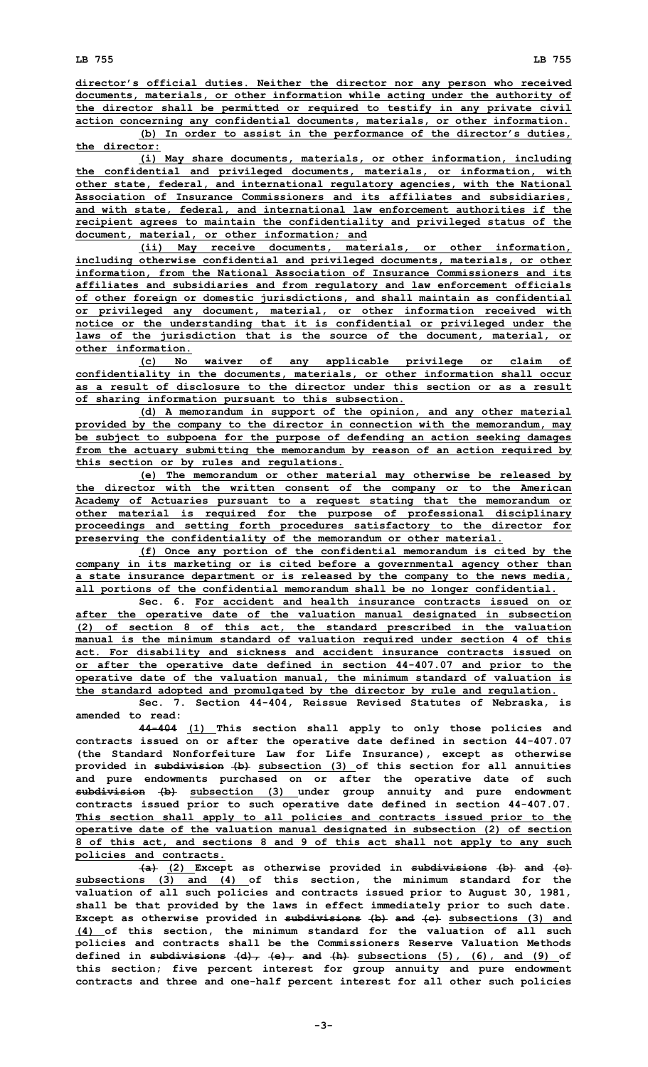director's official duties. Neither the director nor any person who received documents, materials, or other information while acting under the authority of the director shall be permitted or required to testify in any private civil action concerning any confidential documents, materials, or other information.

(b) In order to assist in the performance of the director's duties, the director:

(i) May share documents, materials, or other information, including the confidential and privileged documents, materials, or information, with other state, federal, and international regulatory agencies, with the National Association of Insurance Commissioners and its affiliates and subsidiaries, and with state, federal, and international law enforcement authorities if the recipient agrees to maintain the confidentiality and privileged status of the document, material, or other information; and

(ii) May receive documents, materials, or other information, including otherwise confidential and privileged documents, materials, or other information, from the National Association of Insurance Commissioners and its affiliates and subsidiaries and from regulatory and law enforcement officials of other foreign or domestic jurisdictions, and shall maintain as confidential or privileged any document, material, or other information received with notice or the understanding that it is confidential or privileged under the laws of the jurisdiction that is the source of the document, material, or other information.

(c) No waiver of any applicable privilege or claim of confidentiality in the documents, materials, or other information shall occur as a result of disclosure to the director under this section or as a result of sharing information pursuant to this subsection.

(d) A memorandum in support of the opinion, and any other material provided by the company to the director in connection with the memorandum, may be subject to subpoena for the purpose of defending an action seeking damages from the actuary submitting the memorandum by reason of an action required by this section or by rules and regulations.

(e) The memorandum or other material may otherwise be released by the director with the written consent of the company or to the American Academy of Actuaries pursuant to a request stating that the memorandum or other material is required for the purpose of professional disciplinary proceedings and setting forth procedures satisfactory to the director for preserving the confidentiality of the memorandum or other material.

(f) Once any portion of the confidential memorandum is cited by the company in its marketing or is cited before a governmental agency other than a state insurance department or is released by the company to the news media, all portions of the confidential memorandum shall be no longer confidential.

Sec. 6. For accident and health insurance contracts issued on or after the operative date of the valuation manual designated in subsection (2) of section 8 of this act, the standard prescribed in the valuation manual is the minimum standard of valuation required under section 4 of this act. For disability and sickness and accident insurance contracts issued on or after the operative date defined in section 44-407.07 and prior to the operative date of the valuation manual, the minimum standard of valuation is the standard adopted and promulgated by the director by rule and regulation.

Sec. 7. Section 44-404, Reissue Revised Statutes of Nebraska, is amended to read:

~~44-404~~ (1) This section shall apply to only those policies and contracts issued on or after the operative date defined in section 44-407.07 (the Standard Nonforfeiture Law for Life Insurance), except as otherwise provided in ~~subdivision (b)~~ subsection (3) of this section for all annuities and pure endowments purchased on or after the operative date of such ~~subdivision (b)~~ subsection (3) under group annuity and pure endowment contracts issued prior to such operative date defined in section 44-407.07. This section shall apply to all policies and contracts issued prior to the operative date of the valuation manual designated in subsection (2) of section 8 of this act, and sections 8 and 9 of this act shall not apply to any such policies and contracts.

~~(a)~~ (2) Except as otherwise provided in ~~subdivisions (b) and (c)~~ subsections (3) and (4) of this section, the minimum standard for the valuation of all such policies and contracts issued prior to August 30, 1981, shall be that provided by the laws in effect immediately prior to such date. Except as otherwise provided in ~~subdivisions (b) and (c)~~ subsections (3) and (4) of this section, the minimum standard for the valuation of all such policies and contracts shall be the Commissioners Reserve Valuation Methods defined in ~~subdivisions (d), (e), and (h)~~ subsections (5), (6), and (9) of this section; five percent interest for group annuity and pure endowment contracts and three and one-half percent interest for all other such policies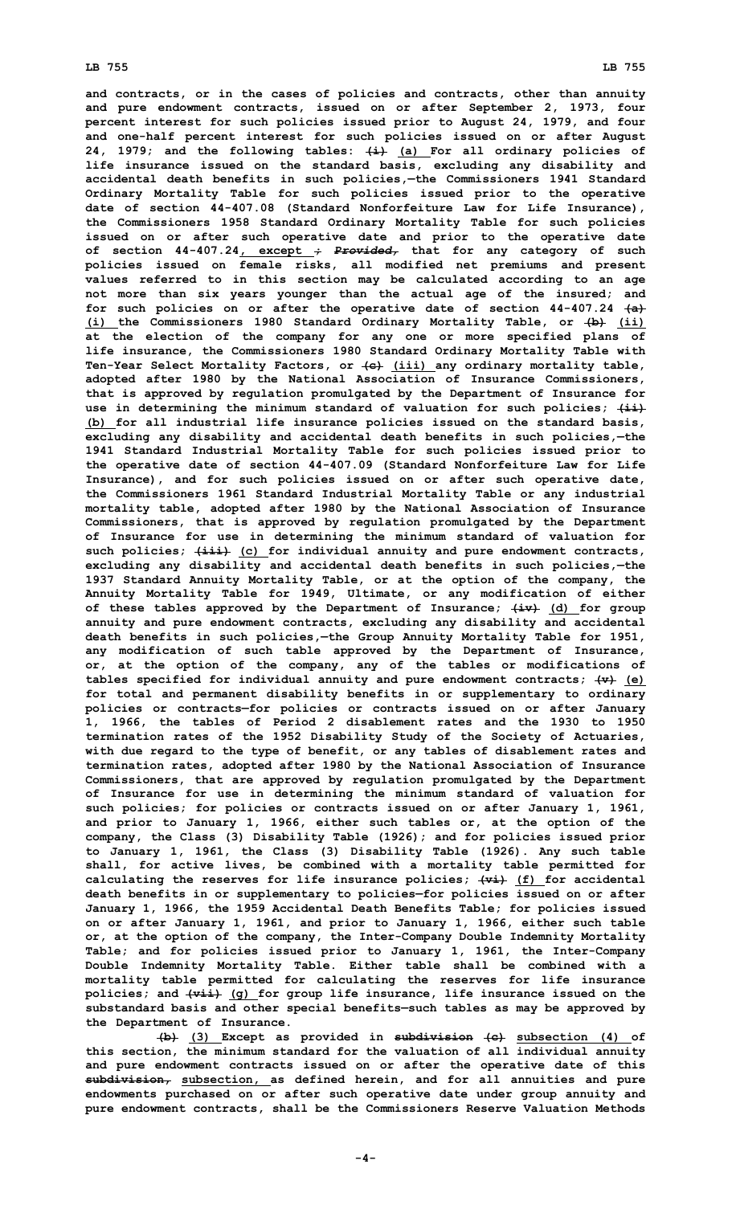and contracts, or in the cases of policies and contracts, other than annuity and pure endowment contracts, issued on or after September 2, 1973, four percent interest for such policies issued prior to August 24, 1979, and four and one-half percent interest for such policies issued on or after August 24, 1979; and the following tables: ~~(i)~~ (a) For all ordinary policies of life insurance issued on the standard basis, excluding any disability and accidental death benefits in such policies,—the Commissioners 1941 Standard Ordinary Mortality Table for such policies issued prior to the operative date of section 44-407.08 (Standard Nonforfeiture Law for Life Insurance), the Commissioners 1958 Standard Ordinary Mortality Table for such policies issued on or after such operative date and prior to the operative date of section 44-407.24, except ~~; *Provided,*~~ that for any category of such policies issued on female risks, all modified net premiums and present values referred to in this section may be calculated according to an age not more than six years younger than the actual age of the insured; and for such policies on or after the operative date of section 44-407.24 ~~(a)~~ (i) the Commissioners 1980 Standard Ordinary Mortality Table, or ~~(b)~~ (ii) at the election of the company for any one or more specified plans of life insurance, the Commissioners 1980 Standard Ordinary Mortality Table with Ten-Year Select Mortality Factors, or ~~(c)~~ (iii) any ordinary mortality table, adopted after 1980 by the National Association of Insurance Commissioners, that is approved by regulation promulgated by the Department of Insurance for use in determining the minimum standard of valuation for such policies; ~~(ii)~~ (b) for all industrial life insurance policies issued on the standard basis, excluding any disability and accidental death benefits in such policies,—the 1941 Standard Industrial Mortality Table for such policies issued prior to the operative date of section 44-407.09 (Standard Nonforfeiture Law for Life Insurance), and for such policies issued on or after such operative date, the Commissioners 1961 Standard Industrial Mortality Table or any industrial mortality table, adopted after 1980 by the National Association of Insurance Commissioners, that is approved by regulation promulgated by the Department of Insurance for use in determining the minimum standard of valuation for such policies; ~~(iii)~~ (c) for individual annuity and pure endowment contracts, excluding any disability and accidental death benefits in such policies,—the 1937 Standard Annuity Mortality Table, or at the option of the company, the Annuity Mortality Table for 1949, Ultimate, or any modification of either of these tables approved by the Department of Insurance; ~~(iv)~~ (d) for group annuity and pure endowment contracts, excluding any disability and accidental death benefits in such policies,—the Group Annuity Mortality Table for 1951, any modification of such table approved by the Department of Insurance, or, at the option of the company, any of the tables or modifications of tables specified for individual annuity and pure endowment contracts; ~~(v)~~ (e) for total and permanent disability benefits in or supplementary to ordinary policies or contracts—for policies or contracts issued on or after January 1, 1966, the tables of Period 2 disablement rates and the 1930 to 1950 termination rates of the 1952 Disability Study of the Society of Actuaries, with due regard to the type of benefit, or any tables of disablement rates and termination rates, adopted after 1980 by the National Association of Insurance Commissioners, that are approved by regulation promulgated by the Department of Insurance for use in determining the minimum standard of valuation for such policies; for policies or contracts issued on or after January 1, 1961, and prior to January 1, 1966, either such tables or, at the option of the company, the Class (3) Disability Table (1926); and for policies issued prior to January 1, 1961, the Class (3) Disability Table (1926). Any such table shall, for active lives, be combined with a mortality table permitted for calculating the reserves for life insurance policies; ~~(vi)~~ (f) for accidental death benefits in or supplementary to policies—for policies issued on or after January 1, 1966, the 1959 Accidental Death Benefits Table; for policies issued on or after January 1, 1961, and prior to January 1, 1966, either such table or, at the option of the company, the Inter-Company Double Indemnity Mortality Table; and for policies issued prior to January 1, 1961, the Inter-Company Double Indemnity Mortality Table. Either table shall be combined with a mortality table permitted for calculating the reserves for life insurance policies; and ~~(vii)~~ (g) for group life insurance, life insurance issued on the substandard basis and other special benefits—such tables as may be approved by the Department of Insurance.

~~(b)~~ (3) Except as provided in ~~subdivision (c)~~ subsection (4) of this section, the minimum standard for the valuation of all individual annuity and pure endowment contracts issued on or after the operative date of this ~~subdivision,~~ subsection, as defined herein, and for all annuities and pure endowments purchased on or after such operative date under group annuity and pure endowment contracts, shall be the Commissioners Reserve Valuation Methods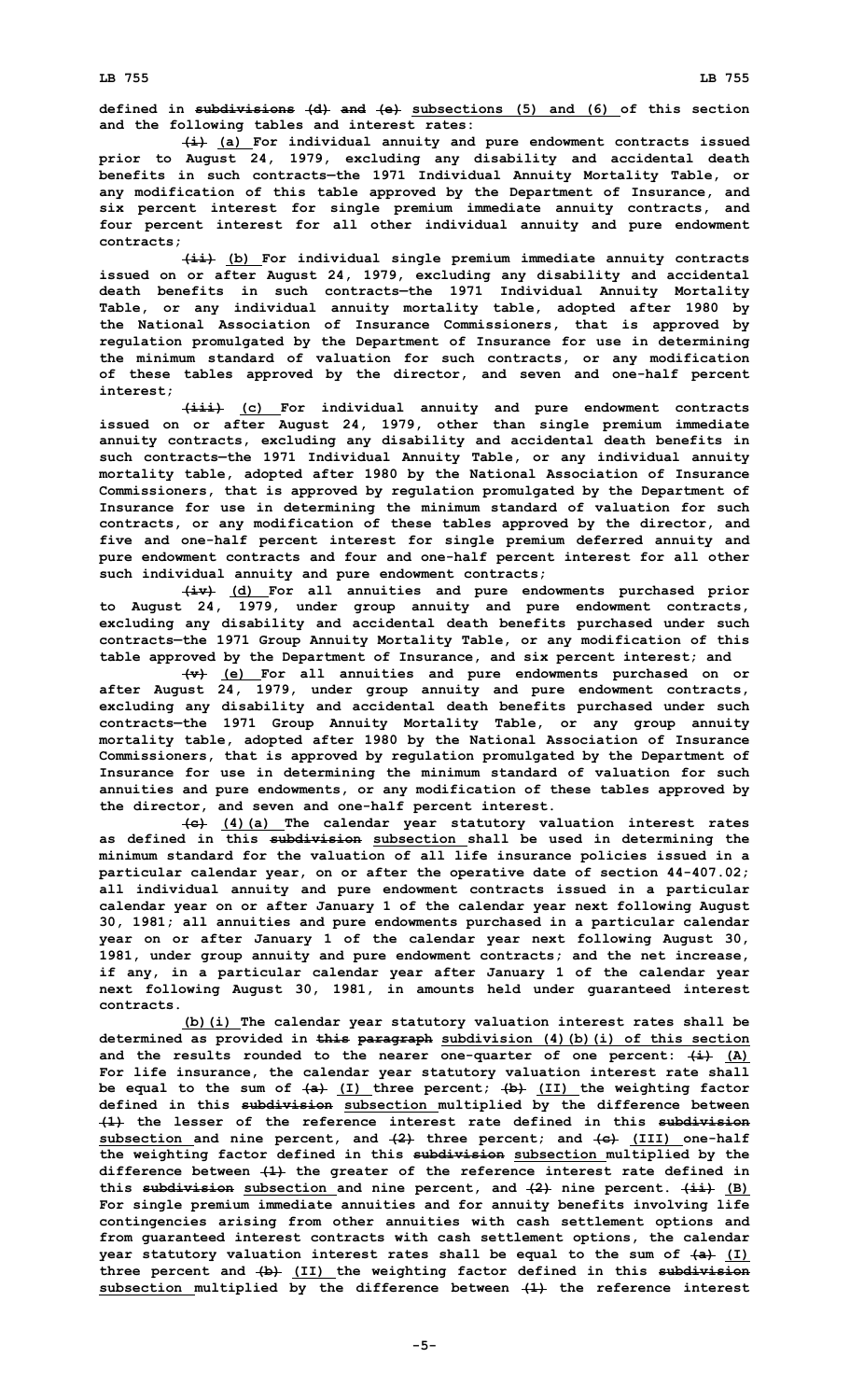**defined in ~~subdivisions (d) and (e)~~ subsections (5) and (6) of this section and the following tables and interest rates:**

**~~(i)~~ (a) For individual annuity and pure endowment contracts issued prior to August 24, 1979, excluding any disability and accidental death benefits in such contracts—the 1971 Individual Annuity Mortality Table, or any modification of this table approved by the Department of Insurance, and six percent interest for single premium immediate annuity contracts, and four percent interest for all other individual annuity and pure endowment contracts;**

**~~(ii)~~ (b) For individual single premium immediate annuity contracts issued on or after August 24, 1979, excluding any disability and accidental death benefits in such contracts—the 1971 Individual Annuity Mortality Table, or any individual annuity mortality table, adopted after 1980 by the National Association of Insurance Commissioners, that is approved by regulation promulgated by the Department of Insurance for use in determining the minimum standard of valuation for such contracts, or any modification of these tables approved by the director, and seven and one-half percent interest;**

**~~(iii)~~ (c) For individual annuity and pure endowment contracts issued on or after August 24, 1979, other than single premium immediate annuity contracts, excluding any disability and accidental death benefits in such contracts—the 1971 Individual Annuity Table, or any individual annuity mortality table, adopted after 1980 by the National Association of Insurance Commissioners, that is approved by regulation promulgated by the Department of Insurance for use in determining the minimum standard of valuation for such contracts, or any modification of these tables approved by the director, and five and one-half percent interest for single premium deferred annuity and pure endowment contracts and four and one-half percent interest for all other such individual annuity and pure endowment contracts;**

**~~(iv)~~ (d) For all annuities and pure endowments purchased prior to August 24, 1979, under group annuity and pure endowment contracts, excluding any disability and accidental death benefits purchased under such contracts—the 1971 Group Annuity Mortality Table, or any modification of this table approved by the Department of Insurance, and six percent interest; and**

**~~(v)~~ (e) For all annuities and pure endowments purchased on or after August 24, 1979, under group annuity and pure endowment contracts, excluding any disability and accidental death benefits purchased under such contracts—the 1971 Group Annuity Mortality Table, or any group annuity mortality table, adopted after 1980 by the National Association of Insurance Commissioners, that is approved by regulation promulgated by the Department of Insurance for use in determining the minimum standard of valuation for such annuities and pure endowments, or any modification of these tables approved by the director, and seven and one-half percent interest.**

**~~(c)~~ (4)(a) The calendar year statutory valuation interest rates as defined in this ~~subdivision~~ subsection shall be used in determining the minimum standard for the valuation of all life insurance policies issued in a particular calendar year, on or after the operative date of section 44-407.02; all individual annuity and pure endowment contracts issued in a particular calendar year on or after January 1 of the calendar year next following August 30, 1981; all annuities and pure endowments purchased in a particular calendar year on or after January 1 of the calendar year next following August 30, 1981, under group annuity and pure endowment contracts; and the net increase, if any, in a particular calendar year after January 1 of the calendar year next following August 30, 1981, in amounts held under guaranteed interest contracts.**

**(b)(i) The calendar year statutory valuation interest rates shall be determined as provided in ~~this paragraph~~ subdivision (4)(b)(i) of this section and the results rounded to the nearer one-quarter of one percent: ~~(i)~~ (A) For life insurance, the calendar year statutory valuation interest rate shall be equal to the sum of ~~(a)~~ (I) three percent; ~~(b)~~ (II) the weighting factor defined in this ~~subdivision~~ subsection multiplied by the difference between ~~(1)~~ the lesser of the reference interest rate defined in this ~~subdivision~~ subsection and nine percent, and ~~(2)~~ three percent; and ~~(c)~~ (III) one-half the weighting factor defined in this ~~subdivision~~ subsection multiplied by the difference between ~~(1)~~ the greater of the reference interest rate defined in this ~~subdivision~~ subsection and nine percent, and ~~(2)~~ nine percent. ~~(ii)~~ (B) For single premium immediate annuities and for annuity benefits involving life contingencies arising from other annuities with cash settlement options and from guaranteed interest contracts with cash settlement options, the calendar year statutory valuation interest rates shall be equal to the sum of ~~(a)~~ (I) three percent and ~~(b)~~ (II) the weighting factor defined in this ~~subdivision~~ subsection multiplied by the difference between ~~(1)~~ the reference interest**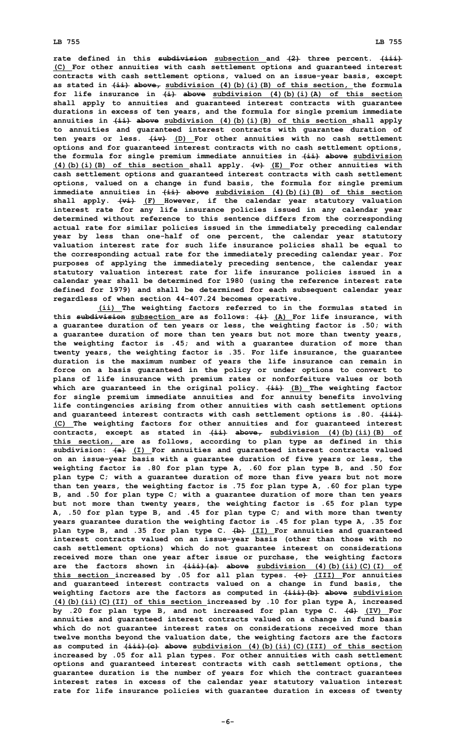rate defined in this ~~subdivision~~ subsection and ~~(2)~~ three percent. ~~(iii)~~ (C) For other annuities with cash settlement options and guaranteed interest contracts with cash settlement options, valued on an issue-year basis, except as stated in ~~(ii) above,~~ subdivision (4)(b)(i)(B) of this section, the formula for life insurance in ~~(i) above~~ subdivision (4)(b)(i)(A) of this section shall apply to annuities and guaranteed interest contracts with guarantee durations in excess of ten years, and the formula for single premium immediate annuities in ~~(ii) above~~ subdivision (4)(b)(i)(B) of this section shall apply to annuities and guaranteed interest contracts with guarantee duration of ten years or less. ~~(iv)~~ (D) For other annuities with no cash settlement options and for guaranteed interest contracts with no cash settlement options, the formula for single premium immediate annuities in ~~(ii) above~~ subdivision (4)(b)(i)(B) of this section shall apply. ~~(v)~~ (E) For other annuities with cash settlement options and guaranteed interest contracts with cash settlement options, valued on a change in fund basis, the formula for single premium immediate annuities in ~~(ii) above~~ subdivision (4)(b)(i)(B) of this section shall apply. ~~(vi)~~ (F) However, if the calendar year statutory valuation interest rate for any life insurance policies issued in any calendar year determined without reference to this sentence differs from the corresponding actual rate for similar policies issued in the immediately preceding calendar year by less than one-half of one percent, the calendar year statutory valuation interest rate for such life insurance policies shall be equal to the corresponding actual rate for the immediately preceding calendar year. For purposes of applying the immediately preceding sentence, the calendar year statutory valuation interest rate for life insurance policies issued in a calendar year shall be determined for 1980 (using the reference interest rate defined for 1979) and shall be determined for each subsequent calendar year regardless of when section 44-407.24 becomes operative.

(ii) The weighting factors referred to in the formulas stated in this ~~subdivision~~ subsection are as follows: ~~(i)~~ (A) For life insurance, with a guarantee duration of ten years or less, the weighting factor is .50; with a guarantee duration of more than ten years but not more than twenty years, the weighting factor is .45; and with a guarantee duration of more than twenty years, the weighting factor is .35. For life insurance, the guarantee duration is the maximum number of years the life insurance can remain in force on a basis guaranteed in the policy or under options to convert to plans of life insurance with premium rates or nonforfeiture values or both which are guaranteed in the original policy. ~~(ii)~~ (B) The weighting factor for single premium immediate annuities and for annuity benefits involving life contingencies arising from other annuities with cash settlement options and guaranteed interest contracts with cash settlement options is .80. ~~(iii)~~ (C) The weighting factors for other annuities and for guaranteed interest contracts, except as stated in ~~(ii) above,~~ subdivision (4)(b)(ii)(B) of this section, are as follows, according to plan type as defined in this subdivision: ~~(a)~~ (I) For annuities and guaranteed interest contracts valued on an issue-year basis with a guarantee duration of five years or less, the weighting factor is .80 for plan type A, .60 for plan type B, and .50 for plan type C; with a guarantee duration of more than five years but not more than ten years, the weighting factor is .75 for plan type A, .60 for plan type B, and .50 for plan type C; with a guarantee duration of more than ten years but not more than twenty years, the weighting factor is .65 for plan type A, .50 for plan type B, and .45 for plan type C; and with more than twenty years guarantee duration the weighting factor is .45 for plan type A, .35 for plan type B, and .35 for plan type C. ~~(b)~~ (II) For annuities and guaranteed interest contracts valued on an issue-year basis (other than those with no cash settlement options) which do not guarantee interest on considerations received more than one year after issue or purchase, the weighting factors are the factors shown in ~~(iii)(a) above~~ subdivision (4)(b)(ii)(C)(I) of this section increased by .05 for all plan types. ~~(c)~~ (III) For annuities and guaranteed interest contracts valued on a change in fund basis, the weighting factors are the factors as computed in ~~(iii)(b) above~~ subdivision (4)(b)(ii)(C)(II) of this section increased by .10 for plan type A, increased by .20 for plan type B, and not increased for plan type C. ~~(d)~~ (IV) For annuities and guaranteed interest contracts valued on a change in fund basis which do not guarantee interest rates on considerations received more than twelve months beyond the valuation date, the weighting factors are the factors as computed in ~~(iii)(c) above~~ subdivision (4)(b)(ii)(C)(III) of this section increased by .05 for all plan types. For other annuities with cash settlement options and guaranteed interest contracts with cash settlement options, the guarantee duration is the number of years for which the contract guarantees interest rates in excess of the calendar year statutory valuation interest rate for life insurance policies with guarantee duration in excess of twenty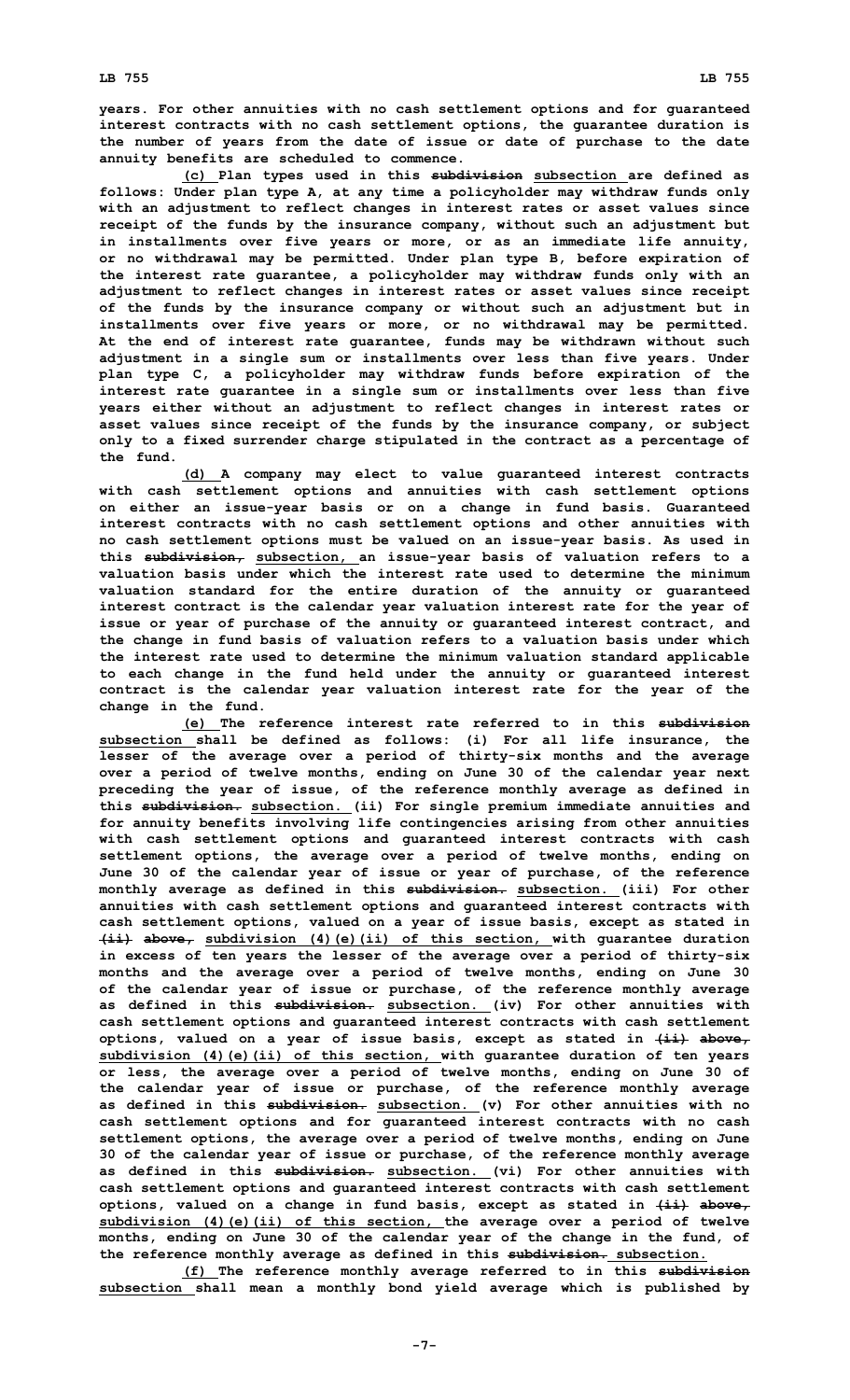years. For other annuities with no cash settlement options and for guaranteed interest contracts with no cash settlement options, the guarantee duration is the number of years from the date of issue or date of purchase to the date annuity benefits are scheduled to commence.

(c) Plan types used in this ~~subdivision~~ subsection are defined as follows: Under plan type A, at any time a policyholder may withdraw funds only with an adjustment to reflect changes in interest rates or asset values since receipt of the funds by the insurance company, without such an adjustment but in installments over five years or more, or as an immediate life annuity, or no withdrawal may be permitted. Under plan type B, before expiration of the interest rate guarantee, a policyholder may withdraw funds only with an adjustment to reflect changes in interest rates or asset values since receipt of the funds by the insurance company or without such an adjustment but in installments over five years or more, or no withdrawal may be permitted. At the end of interest rate guarantee, funds may be withdrawn without such adjustment in a single sum or installments over less than five years. Under plan type C, a policyholder may withdraw funds before expiration of the interest rate guarantee in a single sum or installments over less than five years either without an adjustment to reflect changes in interest rates or asset values since receipt of the funds by the insurance company, or subject only to a fixed surrender charge stipulated in the contract as a percentage of the fund.

(d) A company may elect to value guaranteed interest contracts with cash settlement options and annuities with cash settlement options on either an issue-year basis or on a change in fund basis. Guaranteed interest contracts with no cash settlement options and other annuities with no cash settlement options must be valued on an issue-year basis. As used in this ~~subdivision,~~ subsection, an issue-year basis of valuation refers to a valuation basis under which the interest rate used to determine the minimum valuation standard for the entire duration of the annuity or guaranteed interest contract is the calendar year valuation interest rate for the year of issue or year of purchase of the annuity or guaranteed interest contract, and the change in fund basis of valuation refers to a valuation basis under which the interest rate used to determine the minimum valuation standard applicable to each change in the fund held under the annuity or guaranteed interest contract is the calendar year valuation interest rate for the year of the change in the fund.

(e) The reference interest rate referred to in this ~~subdivision~~ subsection shall be defined as follows: (i) For all life insurance, the lesser of the average over a period of thirty-six months and the average over a period of twelve months, ending on June 30 of the calendar year next preceding the year of issue, of the reference monthly average as defined in this ~~subdivision.~~ subsection. (ii) For single premium immediate annuities and for annuity benefits involving life contingencies arising from other annuities with cash settlement options and guaranteed interest contracts with cash settlement options, the average over a period of twelve months, ending on June 30 of the calendar year of issue or year of purchase, of the reference monthly average as defined in this ~~subdivision.~~ subsection. (iii) For other annuities with cash settlement options and guaranteed interest contracts with cash settlement options, valued on a year of issue basis, except as stated in ~~(ii) above,~~ subdivision (4)(e)(ii) of this section, with guarantee duration in excess of ten years the lesser of the average over a period of thirty-six months and the average over a period of twelve months, ending on June 30 of the calendar year of issue or purchase, of the reference monthly average as defined in this ~~subdivision.~~ subsection. (iv) For other annuities with cash settlement options and guaranteed interest contracts with cash settlement options, valued on a year of issue basis, except as stated in ~~(ii) above,~~ subdivision (4)(e)(ii) of this section, with guarantee duration of ten years or less, the average over a period of twelve months, ending on June 30 of the calendar year of issue or purchase, of the reference monthly average as defined in this ~~subdivision.~~ subsection. (v) For other annuities with no cash settlement options and for guaranteed interest contracts with no cash settlement options, the average over a period of twelve months, ending on June 30 of the calendar year of issue or purchase, of the reference monthly average as defined in this ~~subdivision.~~ subsection. (vi) For other annuities with cash settlement options and guaranteed interest contracts with cash settlement options, valued on a change in fund basis, except as stated in ~~(ii) above,~~ subdivision (4)(e)(ii) of this section, the average over a period of twelve months, ending on June 30 of the calendar year of the change in the fund, of the reference monthly average as defined in this ~~subdivision.~~ subsection.

(f) The reference monthly average referred to in this ~~subdivision~~ subsection shall mean a monthly bond yield average which is published by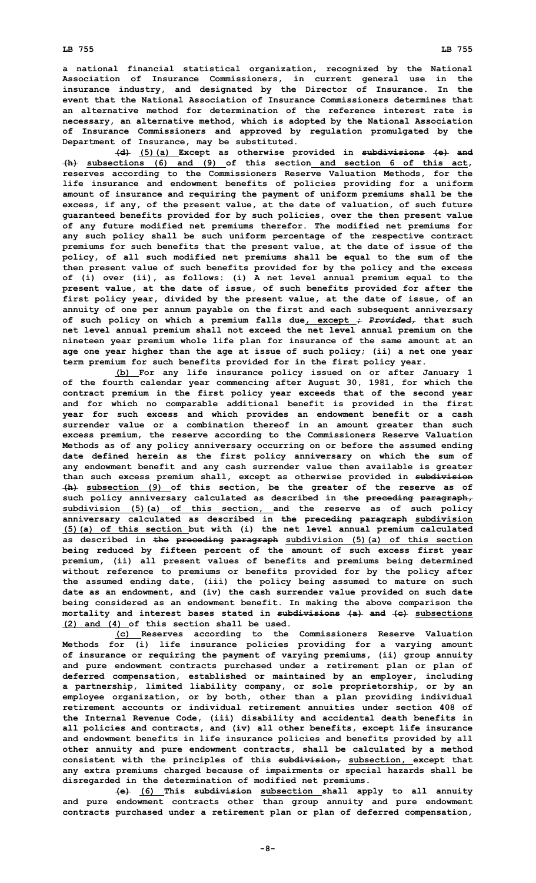a national financial statistical organization, recognized by the National Association of Insurance Commissioners, in current general use in the insurance industry, and designated by the Director of Insurance. In the event that the National Association of Insurance Commissioners determines that an alternative method for determination of the reference interest rate is necessary, an alternative method, which is adopted by the National Association of Insurance Commissioners and approved by regulation promulgated by the Department of Insurance, may be substituted.

~~(d)~~ (5)(a) Except as otherwise provided in ~~subdivisions (e) and (h)~~ subsections (6) and (9) of this section and section 6 of this act, reserves according to the Commissioners Reserve Valuation Methods, for the life insurance and endowment benefits of policies providing for a uniform amount of insurance and requiring the payment of uniform premiums shall be the excess, if any, of the present value, at the date of valuation, of such future guaranteed benefits provided for by such policies, over the then present value of any future modified net premiums therefor. The modified net premiums for any such policy shall be such uniform percentage of the respective contract premiums for such benefits that the present value, at the date of issue of the policy, of all such modified net premiums shall be equal to the sum of the then present value of such benefits provided for by the policy and the excess of (i) over (ii), as follows: (i) A net level annual premium equal to the present value, at the date of issue, of such benefits provided for after the first policy year, divided by the present value, at the date of issue, of an annuity of one per annum payable on the first and each subsequent anniversary of such policy on which a premium falls due, except ~~; *Provided,*~~ that such net level annual premium shall not exceed the net level annual premium on the nineteen year premium whole life plan for insurance of the same amount at an age one year higher than the age at issue of such policy; (ii) a net one year term premium for such benefits provided for in the first policy year.

(b) For any life insurance policy issued on or after January 1 of the fourth calendar year commencing after August 30, 1981, for which the contract premium in the first policy year exceeds that of the second year and for which no comparable additional benefit is provided in the first year for such excess and which provides an endowment benefit or a cash surrender value or a combination thereof in an amount greater than such excess premium, the reserve according to the Commissioners Reserve Valuation Methods as of any policy anniversary occurring on or before the assumed ending date defined herein as the first policy anniversary on which the sum of any endowment benefit and any cash surrender value then available is greater than such excess premium shall, except as otherwise provided in ~~subdivision (h)~~ subsection (9) of this section, be the greater of the reserve as of such policy anniversary calculated as described in ~~the preceding paragraph,~~ subdivision (5)(a) of this section, and the reserve as of such policy anniversary calculated as described in ~~the preceding paragraph~~ subdivision (5)(a) of this section but with (i) the net level annual premium calculated as described in ~~the preceding paragraph~~ subdivision (5)(a) of this section being reduced by fifteen percent of the amount of such excess first year premium, (ii) all present values of benefits and premiums being determined without reference to premiums or benefits provided for by the policy after the assumed ending date, (iii) the policy being assumed to mature on such date as an endowment, and (iv) the cash surrender value provided on such date being considered as an endowment benefit. In making the above comparison the mortality and interest bases stated in ~~subdivisions (a) and (c)~~ subsections (2) and (4) of this section shall be used.

(c) Reserves according to the Commissioners Reserve Valuation Methods for (i) life insurance policies providing for a varying amount of insurance or requiring the payment of varying premiums, (ii) group annuity and pure endowment contracts purchased under a retirement plan or plan of deferred compensation, established or maintained by an employer, including a partnership, limited liability company, or sole proprietorship, or by an employee organization, or by both, other than a plan providing individual retirement accounts or individual retirement annuities under section 408 of the Internal Revenue Code, (iii) disability and accidental death benefits in all policies and contracts, and (iv) all other benefits, except life insurance and endowment benefits in life insurance policies and benefits provided by all other annuity and pure endowment contracts, shall be calculated by a method consistent with the principles of this ~~subdivision,~~ subsection, except that any extra premiums charged because of impairments or special hazards shall be disregarded in the determination of modified net premiums.

~~(e)~~ (6) This ~~subdivision~~ subsection shall apply to all annuity and pure endowment contracts other than group annuity and pure endowment contracts purchased under a retirement plan or plan of deferred compensation,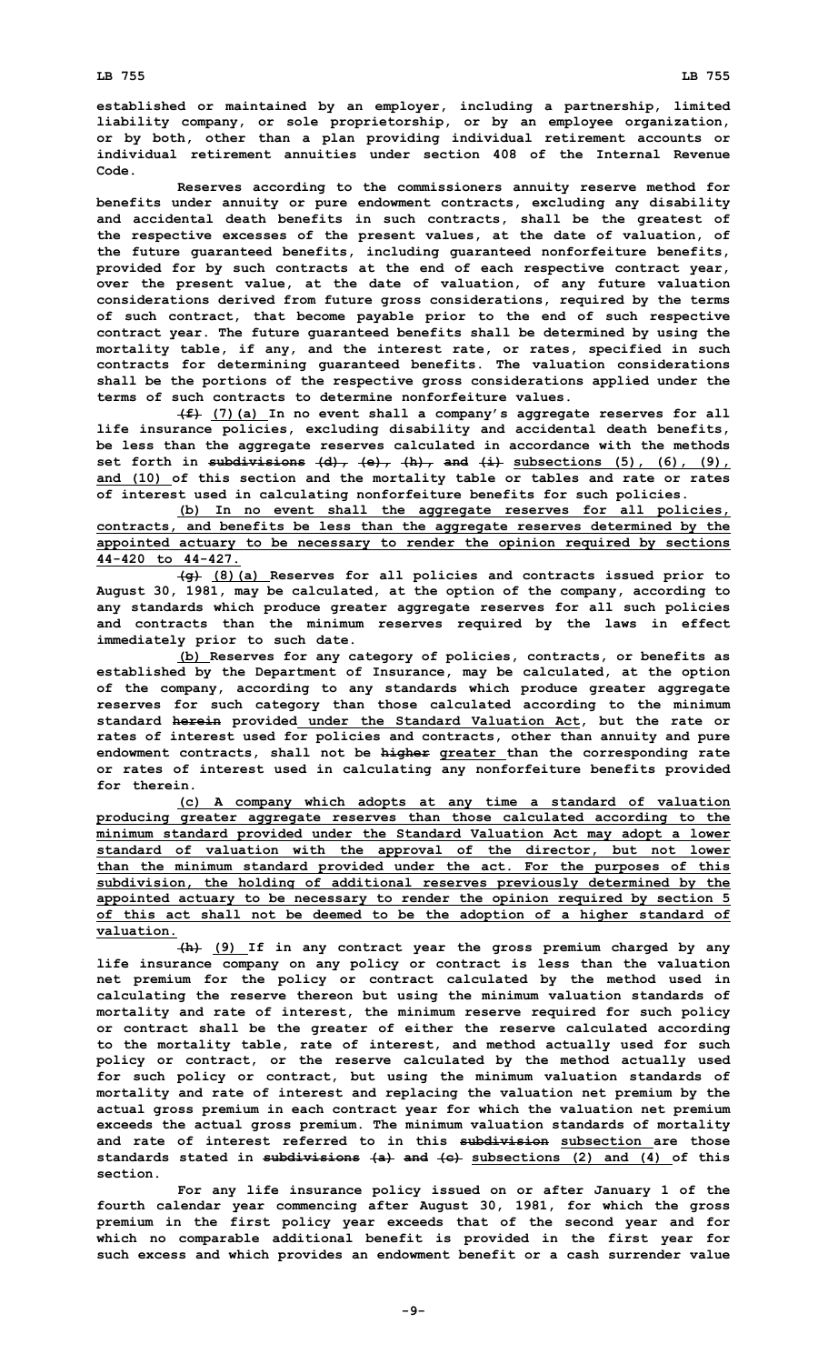established or maintained by an employer, including a partnership, limited liability company, or sole proprietorship, or by an employee organization, or by both, other than a plan providing individual retirement accounts or individual retirement annuities under section 408 of the Internal Revenue Code.

Reserves according to the commissioners annuity reserve method for benefits under annuity or pure endowment contracts, excluding any disability and accidental death benefits in such contracts, shall be the greatest of the respective excesses of the present values, at the date of valuation, of the future guaranteed benefits, including guaranteed nonforfeiture benefits, provided for by such contracts at the end of each respective contract year, over the present value, at the date of valuation, of any future valuation considerations derived from future gross considerations, required by the terms of such contract, that become payable prior to the end of such respective contract year. The future guaranteed benefits shall be determined by using the mortality table, if any, and the interest rate, or rates, specified in such contracts for determining guaranteed benefits. The valuation considerations shall be the portions of the respective gross considerations applied under the terms of such contracts to determine nonforfeiture values.

~~(f)~~ (7)(a) In no event shall a company's aggregate reserves for all life insurance policies, excluding disability and accidental death benefits, be less than the aggregate reserves calculated in accordance with the methods set forth in ~~subdivisions (d), (e), (h), and (i)~~ subsections (5), (6), (9), and (10) of this section and the mortality table or tables and rate or rates of interest used in calculating nonforfeiture benefits for such policies.

(b) In no event shall the aggregate reserves for all policies, contracts, and benefits be less than the aggregate reserves determined by the appointed actuary to be necessary to render the opinion required by sections 44-420 to 44-427.

~~(g)~~ (8)(a) Reserves for all policies and contracts issued prior to August 30, 1981, may be calculated, at the option of the company, according to any standards which produce greater aggregate reserves for all such policies and contracts than the minimum reserves required by the laws in effect immediately prior to such date.

(b) Reserves for any category of policies, contracts, or benefits as established by the Department of Insurance, may be calculated, at the option of the company, according to any standards which produce greater aggregate reserves for such category than those calculated according to the minimum standard ~~herein~~ provided under the Standard Valuation Act, but the rate or rates of interest used for policies and contracts, other than annuity and pure endowment contracts, shall not be ~~higher~~ greater than the corresponding rate or rates of interest used in calculating any nonforfeiture benefits provided for therein.

(c) A company which adopts at any time a standard of valuation producing greater aggregate reserves than those calculated according to the minimum standard provided under the Standard Valuation Act may adopt a lower standard of valuation with the approval of the director, but not lower than the minimum standard provided under the act. For the purposes of this subdivision, the holding of additional reserves previously determined by the appointed actuary to be necessary to render the opinion required by section 5 of this act shall not be deemed to be the adoption of a higher standard of valuation.

~~(h)~~ (9) If in any contract year the gross premium charged by any life insurance company on any policy or contract is less than the valuation net premium for the policy or contract calculated by the method used in calculating the reserve thereon but using the minimum valuation standards of mortality and rate of interest, the minimum reserve required for such policy or contract shall be the greater of either the reserve calculated according to the mortality table, rate of interest, and method actually used for such policy or contract, or the reserve calculated by the method actually used for such policy or contract, but using the minimum valuation standards of mortality and rate of interest and replacing the valuation net premium by the actual gross premium in each contract year for which the valuation net premium exceeds the actual gross premium. The minimum valuation standards of mortality and rate of interest referred to in this ~~subdivision~~ subsection are those standards stated in ~~subdivisions (a) and (c)~~ subsections (2) and (4) of this section.

For any life insurance policy issued on or after January 1 of the fourth calendar year commencing after August 30, 1981, for which the gross premium in the first policy year exceeds that of the second year and for which no comparable additional benefit is provided in the first year for such excess and which provides an endowment benefit or a cash surrender value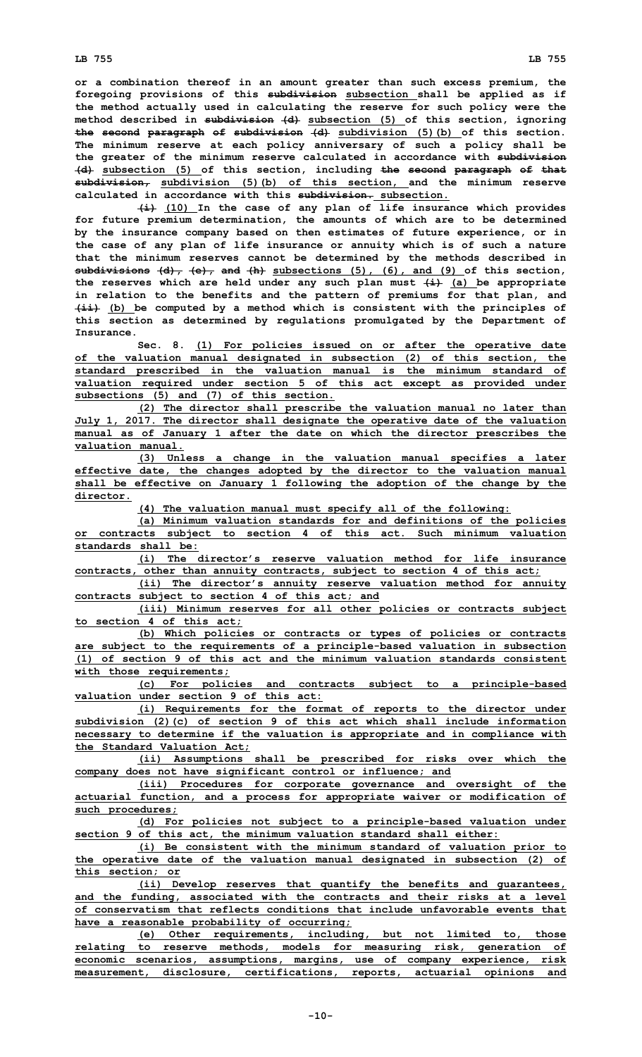or a combination thereof in an amount greater than such excess premium, the foregoing provisions of this ~~subdivision~~ subsection shall be applied as if the method actually used in calculating the reserve for such policy were the method described in ~~subdivision (d)~~ subsection (5) of this section, ignoring ~~the second paragraph of subdivision (d)~~ subdivision (5)(b) of this section. The minimum reserve at each policy anniversary of such a policy shall be the greater of the minimum reserve calculated in accordance with ~~subdivision (d)~~ subsection (5) of this section, including ~~the second paragraph of that subdivision,~~ subdivision (5)(b) of this section, and the minimum reserve calculated in accordance with this ~~subdivision.~~ subsection.

~~(i)~~ (10) In the case of any plan of life insurance which provides for future premium determination, the amounts of which are to be determined by the insurance company based on then estimates of future experience, or in the case of any plan of life insurance or annuity which is of such a nature that the minimum reserves cannot be determined by the methods described in ~~subdivisions (d), (e), and (h)~~ subsections (5), (6), and (9) of this section, the reserves which are held under any such plan must ~~(i)~~ (a) be appropriate in relation to the benefits and the pattern of premiums for that plan, and ~~(ii)~~ (b) be computed by a method which is consistent with the principles of this section as determined by regulations promulgated by the Department of Insurance.

Sec. 8. (1) For policies issued on or after the operative date of the valuation manual designated in subsection (2) of this section, the standard prescribed in the valuation manual is the minimum standard of valuation required under section 5 of this act except as provided under subsections (5) and (7) of this section.

(2) The director shall prescribe the valuation manual no later than July 1, 2017. The director shall designate the operative date of the valuation manual as of January 1 after the date on which the director prescribes the valuation manual.

(3) Unless a change in the valuation manual specifies a later effective date, the changes adopted by the director to the valuation manual shall be effective on January 1 following the adoption of the change by the director.

(4) The valuation manual must specify all of the following:

(a) Minimum valuation standards for and definitions of the policies or contracts subject to section 4 of this act. Such minimum valuation standards shall be:

(i) The director's reserve valuation method for life insurance contracts, other than annuity contracts, subject to section 4 of this act;

(ii) The director's annuity reserve valuation method for annuity contracts subject to section 4 of this act; and

(iii) Minimum reserves for all other policies or contracts subject to section 4 of this act;

(b) Which policies or contracts or types of policies or contracts are subject to the requirements of a principle-based valuation in subsection (1) of section 9 of this act and the minimum valuation standards consistent with those requirements;

(c) For policies and contracts subject to a principle-based valuation under section 9 of this act:

(i) Requirements for the format of reports to the director under subdivision (2)(c) of section 9 of this act which shall include information necessary to determine if the valuation is appropriate and in compliance with the Standard Valuation Act;

(ii) Assumptions shall be prescribed for risks over which the company does not have significant control or influence; and

(iii) Procedures for corporate governance and oversight of the actuarial function, and a process for appropriate waiver or modification of such procedures;

(d) For policies not subject to a principle-based valuation under section 9 of this act, the minimum valuation standard shall either:

(i) Be consistent with the minimum standard of valuation prior to the operative date of the valuation manual designated in subsection (2) of this section; or

(ii) Develop reserves that quantify the benefits and guarantees, and the funding, associated with the contracts and their risks at a level of conservatism that reflects conditions that include unfavorable events that have a reasonable probability of occurring;

(e) Other requirements, including, but not limited to, those relating to reserve methods, models for measuring risk, generation of economic scenarios, assumptions, margins, use of company experience, risk measurement, disclosure, certifications, reports, actuarial opinions and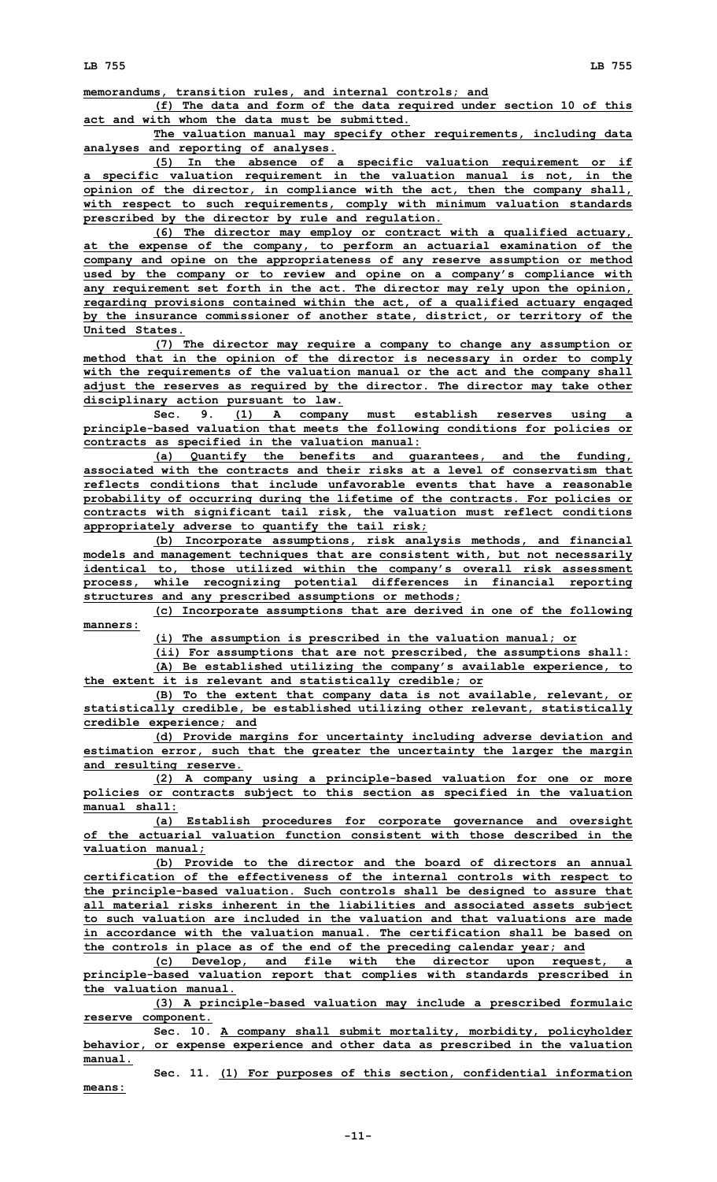memorandums, transition rules, and internal controls; and

(f) The data and form of the data required under section 10 of this act and with whom the data must be submitted.

The valuation manual may specify other requirements, including data analyses and reporting of analyses.

(5) In the absence of a specific valuation requirement or if a specific valuation requirement in the valuation manual is not, in the opinion of the director, in compliance with the act, then the company shall, with respect to such requirements, comply with minimum valuation standards prescribed by the director by rule and regulation.

(6) The director may employ or contract with a qualified actuary, at the expense of the company, to perform an actuarial examination of the company and opine on the appropriateness of any reserve assumption or method used by the company or to review and opine on a company's compliance with any requirement set forth in the act. The director may rely upon the opinion, regarding provisions contained within the act, of a qualified actuary engaged by the insurance commissioner of another state, district, or territory of the United States.

(7) The director may require a company to change any assumption or method that in the opinion of the director is necessary in order to comply with the requirements of the valuation manual or the act and the company shall adjust the reserves as required by the director. The director may take other disciplinary action pursuant to law.

Sec. 9. (1) A company must establish reserves using a principle-based valuation that meets the following conditions for policies or contracts as specified in the valuation manual:

(a) Quantify the benefits and guarantees, and the funding, associated with the contracts and their risks at a level of conservatism that reflects conditions that include unfavorable events that have a reasonable probability of occurring during the lifetime of the contracts. For policies or contracts with significant tail risk, the valuation must reflect conditions appropriately adverse to quantify the tail risk;

(b) Incorporate assumptions, risk analysis methods, and financial models and management techniques that are consistent with, but not necessarily identical to, those utilized within the company's overall risk assessment process, while recognizing potential differences in financial reporting structures and any prescribed assumptions or methods;

(c) Incorporate assumptions that are derived in one of the following manners:

(i) The assumption is prescribed in the valuation manual; or

(ii) For assumptions that are not prescribed, the assumptions shall:

(A) Be established utilizing the company's available experience, to the extent it is relevant and statistically credible; or

(B) To the extent that company data is not available, relevant, or statistically credible, be established utilizing other relevant, statistically credible experience; and

(d) Provide margins for uncertainty including adverse deviation and estimation error, such that the greater the uncertainty the larger the margin and resulting reserve.

(2) A company using a principle-based valuation for one or more policies or contracts subject to this section as specified in the valuation manual shall:

(a) Establish procedures for corporate governance and oversight of the actuarial valuation function consistent with those described in the valuation manual;

(b) Provide to the director and the board of directors an annual certification of the effectiveness of the internal controls with respect to the principle-based valuation. Such controls shall be designed to assure that all material risks inherent in the liabilities and associated assets subject to such valuation are included in the valuation and that valuations are made in accordance with the valuation manual. The certification shall be based on the controls in place as of the end of the preceding calendar year; and

(c) Develop, and file with the director upon request, a principle-based valuation report that complies with standards prescribed in the valuation manual.

(3) A principle-based valuation may include a prescribed formulaic reserve component.

Sec. 10. A company shall submit mortality, morbidity, policyholder behavior, or expense experience and other data as prescribed in the valuation manual.

Sec. 11. (1) For purposes of this section, confidential information means: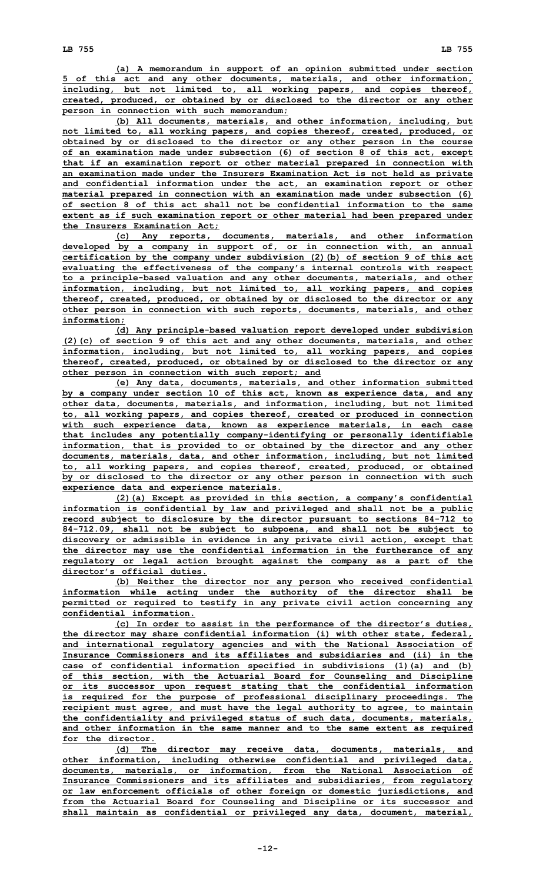(a) A memorandum in support of an opinion submitted under section 5 of this act and any other documents, materials, and other information, including, but not limited to, all working papers, and copies thereof, created, produced, or obtained by or disclosed to the director or any other person in connection with such memorandum;

(b) All documents, materials, and other information, including, but not limited to, all working papers, and copies thereof, created, produced, or obtained by or disclosed to the director or any other person in the course of an examination made under subsection (6) of section 8 of this act, except that if an examination report or other material prepared in connection with an examination made under the Insurers Examination Act is not held as private and confidential information under the act, an examination report or other material prepared in connection with an examination made under subsection (6) of section 8 of this act shall not be confidential information to the same extent as if such examination report or other material had been prepared under the Insurers Examination Act;

(c) Any reports, documents, materials, and other information developed by a company in support of, or in connection with, an annual certification by the company under subdivision (2)(b) of section 9 of this act evaluating the effectiveness of the company's internal controls with respect to a principle-based valuation and any other documents, materials, and other information, including, but not limited to, all working papers, and copies thereof, created, produced, or obtained by or disclosed to the director or any other person in connection with such reports, documents, materials, and other information;

(d) Any principle-based valuation report developed under subdivision (2)(c) of section 9 of this act and any other documents, materials, and other information, including, but not limited to, all working papers, and copies thereof, created, produced, or obtained by or disclosed to the director or any other person in connection with such report; and

(e) Any data, documents, materials, and other information submitted by a company under section 10 of this act, known as experience data, and any other data, documents, materials, and information, including, but not limited to, all working papers, and copies thereof, created or produced in connection with such experience data, known as experience materials, in each case that includes any potentially company-identifying or personally identifiable information, that is provided to or obtained by the director and any other documents, materials, data, and other information, including, but not limited to, all working papers, and copies thereof, created, produced, or obtained by or disclosed to the director or any other person in connection with such experience data and experience materials.

(2)(a) Except as provided in this section, a company's confidential information is confidential by law and privileged and shall not be a public record subject to disclosure by the director pursuant to sections 84-712 to 84-712.09, shall not be subject to subpoena, and shall not be subject to discovery or admissible in evidence in any private civil action, except that the director may use the confidential information in the furtherance of any regulatory or legal action brought against the company as a part of the director's official duties.

(b) Neither the director nor any person who received confidential information while acting under the authority of the director shall be permitted or required to testify in any private civil action concerning any confidential information.

(c) In order to assist in the performance of the director's duties, the director may share confidential information (i) with other state, federal, and international regulatory agencies and with the National Association of Insurance Commissioners and its affiliates and subsidiaries and (ii) in the case of confidential information specified in subdivisions (1)(a) and (b) of this section, with the Actuarial Board for Counseling and Discipline or its successor upon request stating that the confidential information is required for the purpose of professional disciplinary proceedings. The recipient must agree, and must have the legal authority to agree, to maintain the confidentiality and privileged status of such data, documents, materials, and other information in the same manner and to the same extent as required for the director.

(d) The director may receive data, documents, materials, and other information, including otherwise confidential and privileged data, documents, materials, or information, from the National Association of Insurance Commissioners and its affiliates and subsidiaries, from regulatory or law enforcement officials of other foreign or domestic jurisdictions, and from the Actuarial Board for Counseling and Discipline or its successor and shall maintain as confidential or privileged any data, document, material,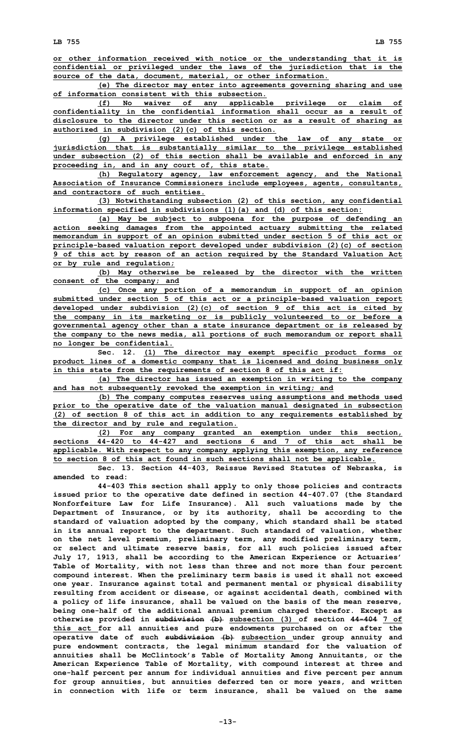or other information received with notice or the understanding that it is confidential or privileged under the laws of the jurisdiction that is the source of the data, document, material, or other information.

(e) The director may enter into agreements governing sharing and use of information consistent with this subsection.

(f) No waiver of any applicable privilege or claim of confidentiality in the confidential information shall occur as a result of disclosure to the director under this section or as a result of sharing as authorized in subdivision (2)(c) of this section.

(g) A privilege established under the law of any state or jurisdiction that is substantially similar to the privilege established under subsection (2) of this section shall be available and enforced in any proceeding in, and in any court of, this state.

(h) Regulatory agency, law enforcement agency, and the National Association of Insurance Commissioners include employees, agents, consultants, and contractors of such entities.

(3) Notwithstanding subsection (2) of this section, any confidential information specified in subdivisions (1)(a) and (d) of this section:

(a) May be subject to subpoena for the purpose of defending an action seeking damages from the appointed actuary submitting the related memorandum in support of an opinion submitted under section 5 of this act or principle-based valuation report developed under subdivision (2)(c) of section 9 of this act by reason of an action required by the Standard Valuation Act or by rule and regulation;

(b) May otherwise be released by the director with the written consent of the company; and

(c) Once any portion of a memorandum in support of an opinion submitted under section 5 of this act or a principle-based valuation report developed under subdivision (2)(c) of section 9 of this act is cited by the company in its marketing or is publicly volunteered to or before a governmental agency other than a state insurance department or is released by the company to the news media, all portions of such memorandum or report shall no longer be confidential.

Sec. 12. (1) The director may exempt specific product forms or product lines of a domestic company that is licensed and doing business only in this state from the requirements of section 8 of this act if:

(a) The director has issued an exemption in writing to the company and has not subsequently revoked the exemption in writing; and

(b) The company computes reserves using assumptions and methods used prior to the operative date of the valuation manual designated in subsection (2) of section 8 of this act in addition to any requirements established by the director and by rule and regulation.

(2) For any company granted an exemption under this section, sections 44-420 to 44-427 and sections 6 and 7 of this act shall be applicable. With respect to any company applying this exemption, any reference to section 8 of this act found in such sections shall not be applicable.

Sec. 13. Section 44-403, Reissue Revised Statutes of Nebraska, is amended to read:

44-403 This section shall apply to only those policies and contracts issued prior to the operative date defined in section 44-407.07 (the Standard Nonforfeiture Law for Life Insurance). All such valuations made by the Department of Insurance, or by its authority, shall be according to the standard of valuation adopted by the company, which standard shall be stated in its annual report to the department. Such standard of valuation, whether on the net level premium, preliminary term, any modified preliminary term, or select and ultimate reserve basis, for all such policies issued after July 17, 1913, shall be according to the American Experience or Actuaries' Table of Mortality, with not less than three and not more than four percent compound interest. When the preliminary term basis is used it shall not exceed one year. Insurance against total and permanent mental or physical disability resulting from accident or disease, or against accidental death, combined with a policy of life insurance, shall be valued on the basis of the mean reserve, being one-half of the additional annual premium charged therefor. Except as otherwise provided in ~~subdivision (b)~~ subsection (3) of section ~~44-404~~ 7 of this act for all annuities and pure endowments purchased on or after the operative date of such ~~subdivision (b)~~ subsection under group annuity and pure endowment contracts, the legal minimum standard for the valuation of annuities shall be McClintock's Table of Mortality Among Annuitants, or the American Experience Table of Mortality, with compound interest at three and one-half percent per annum for individual annuities and five percent per annum for group annuities, but annuities deferred ten or more years, and written in connection with life or term insurance, shall be valued on the same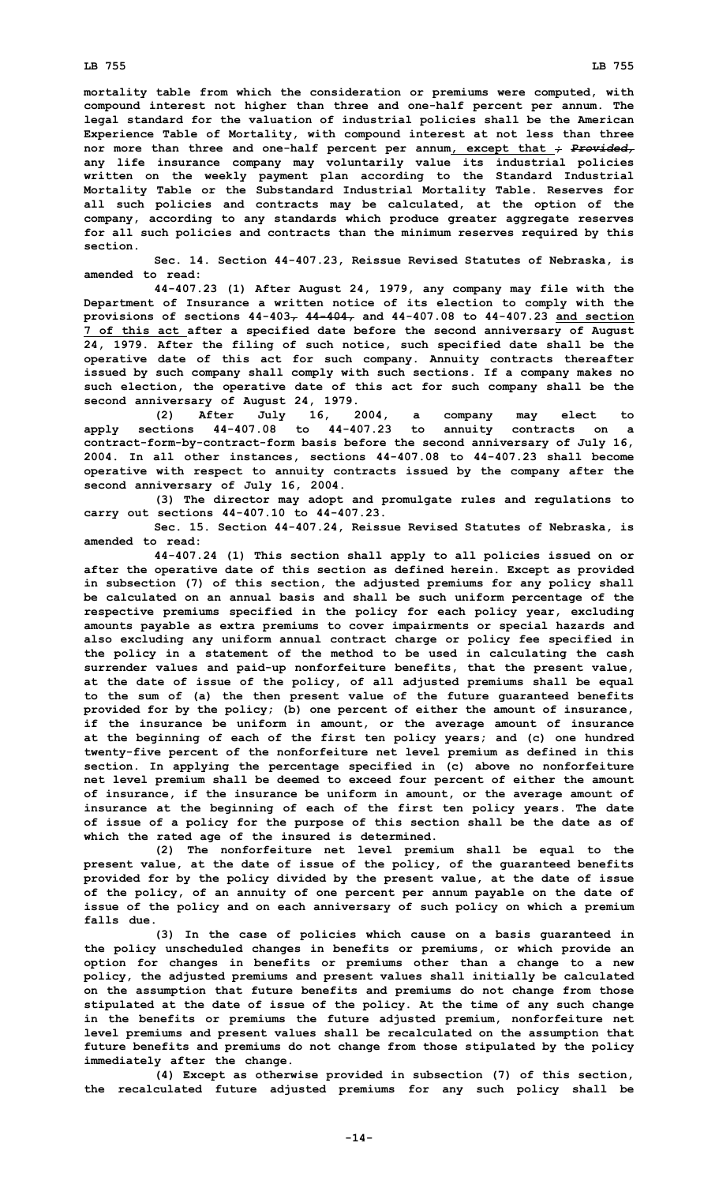mortality table from which the consideration or premiums were computed, with compound interest not higher than three and one-half percent per annum. The legal standard for the valuation of industrial policies shall be the American Experience Table of Mortality, with compound interest at not less than three nor more than three and one-half percent per annum, except that ; ~~Provided,~~ any life insurance company may voluntarily value its industrial policies written on the weekly payment plan according to the Standard Industrial Mortality Table or the Substandard Industrial Mortality Table. Reserves for all such policies and contracts may be calculated, at the option of the company, according to any standards which produce greater aggregate reserves for all such policies and contracts than the minimum reserves required by this section.

Sec. 14. Section 44-407.23, Reissue Revised Statutes of Nebraska, is amended to read:

44-407.23 (1) After August 24, 1979, any company may file with the Department of Insurance a written notice of its election to comply with the provisions of sections 44-403, ~~44-404,~~ and 44-407.08 to 44-407.23 and section 7 of this act after a specified date before the second anniversary of August 24, 1979. After the filing of such notice, such specified date shall be the operative date of this act for such company. Annuity contracts thereafter issued by such company shall comply with such sections. If a company makes no such election, the operative date of this act for such company shall be the second anniversary of August 24, 1979.

(2) After July 16, 2004, a company may elect to apply sections 44-407.08 to 44-407.23 to annuity contracts on a contract-form-by-contract-form basis before the second anniversary of July 16, 2004. In all other instances, sections 44-407.08 to 44-407.23 shall become operative with respect to annuity contracts issued by the company after the second anniversary of July 16, 2004.

(3) The director may adopt and promulgate rules and regulations to carry out sections 44-407.10 to 44-407.23.

Sec. 15. Section 44-407.24, Reissue Revised Statutes of Nebraska, is amended to read:

44-407.24 (1) This section shall apply to all policies issued on or after the operative date of this section as defined herein. Except as provided in subsection (7) of this section, the adjusted premiums for any policy shall be calculated on an annual basis and shall be such uniform percentage of the respective premiums specified in the policy for each policy year, excluding amounts payable as extra premiums to cover impairments or special hazards and also excluding any uniform annual contract charge or policy fee specified in the policy in a statement of the method to be used in calculating the cash surrender values and paid-up nonforfeiture benefits, that the present value, at the date of issue of the policy, of all adjusted premiums shall be equal to the sum of (a) the then present value of the future guaranteed benefits provided for by the policy; (b) one percent of either the amount of insurance, if the insurance be uniform in amount, or the average amount of insurance at the beginning of each of the first ten policy years; and (c) one hundred twenty-five percent of the nonforfeiture net level premium as defined in this section. In applying the percentage specified in (c) above no nonforfeiture net level premium shall be deemed to exceed four percent of either the amount of insurance, if the insurance be uniform in amount, or the average amount of insurance at the beginning of each of the first ten policy years. The date of issue of a policy for the purpose of this section shall be the date as of which the rated age of the insured is determined.

(2) The nonforfeiture net level premium shall be equal to the present value, at the date of issue of the policy, of the guaranteed benefits provided for by the policy divided by the present value, at the date of issue of the policy, of an annuity of one percent per annum payable on the date of issue of the policy and on each anniversary of such policy on which a premium falls due.

(3) In the case of policies which cause on a basis guaranteed in the policy unscheduled changes in benefits or premiums, or which provide an option for changes in benefits or premiums other than a change to a new policy, the adjusted premiums and present values shall initially be calculated on the assumption that future benefits and premiums do not change from those stipulated at the date of issue of the policy. At the time of any such change in the benefits or premiums the future adjusted premium, nonforfeiture net level premiums and present values shall be recalculated on the assumption that future benefits and premiums do not change from those stipulated by the policy immediately after the change.

(4) Except as otherwise provided in subsection (7) of this section, the recalculated future adjusted premiums for any such policy shall be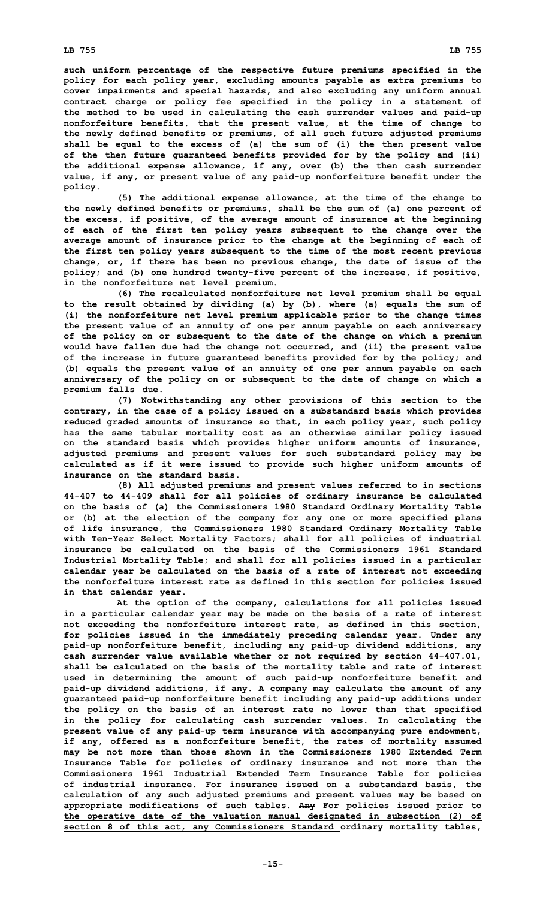such uniform percentage of the respective future premiums specified in the policy for each policy year, excluding amounts payable as extra premiums to cover impairments and special hazards, and also excluding any uniform annual contract charge or policy fee specified in the policy in a statement of the method to be used in calculating the cash surrender values and paid-up nonforfeiture benefits, that the present value, at the time of change to the newly defined benefits or premiums, of all such future adjusted premiums shall be equal to the excess of (a) the sum of (i) the then present value of the then future guaranteed benefits provided for by the policy and (ii) the additional expense allowance, if any, over (b) the then cash surrender value, if any, or present value of any paid-up nonforfeiture benefit under the policy.

(5) The additional expense allowance, at the time of the change to the newly defined benefits or premiums, shall be the sum of (a) one percent of the excess, if positive, of the average amount of insurance at the beginning of each of the first ten policy years subsequent to the change over the average amount of insurance prior to the change at the beginning of each of the first ten policy years subsequent to the time of the most recent previous change, or, if there has been no previous change, the date of issue of the policy; and (b) one hundred twenty-five percent of the increase, if positive, in the nonforfeiture net level premium.

(6) The recalculated nonforfeiture net level premium shall be equal to the result obtained by dividing (a) by (b), where (a) equals the sum of (i) the nonforfeiture net level premium applicable prior to the change times the present value of an annuity of one per annum payable on each anniversary of the policy on or subsequent to the date of the change on which a premium would have fallen due had the change not occurred, and (ii) the present value of the increase in future guaranteed benefits provided for by the policy; and (b) equals the present value of an annuity of one per annum payable on each anniversary of the policy on or subsequent to the date of change on which a premium falls due.

(7) Notwithstanding any other provisions of this section to the contrary, in the case of a policy issued on a substandard basis which provides reduced graded amounts of insurance so that, in each policy year, such policy has the same tabular mortality cost as an otherwise similar policy issued on the standard basis which provides higher uniform amounts of insurance, adjusted premiums and present values for such substandard policy may be calculated as if it were issued to provide such higher uniform amounts of insurance on the standard basis.

(8) All adjusted premiums and present values referred to in sections 44-407 to 44-409 shall for all policies of ordinary insurance be calculated on the basis of (a) the Commissioners 1980 Standard Ordinary Mortality Table or (b) at the election of the company for any one or more specified plans of life insurance, the Commissioners 1980 Standard Ordinary Mortality Table with Ten-Year Select Mortality Factors; shall for all policies of industrial insurance be calculated on the basis of the Commissioners 1961 Standard Industrial Mortality Table; and shall for all policies issued in a particular calendar year be calculated on the basis of a rate of interest not exceeding the nonforfeiture interest rate as defined in this section for policies issued in that calendar year.

At the option of the company, calculations for all policies issued in a particular calendar year may be made on the basis of a rate of interest not exceeding the nonforfeiture interest rate, as defined in this section, for policies issued in the immediately preceding calendar year. Under any paid-up nonforfeiture benefit, including any paid-up dividend additions, any cash surrender value available whether or not required by section 44-407.01, shall be calculated on the basis of the mortality table and rate of interest used in determining the amount of such paid-up nonforfeiture benefit and paid-up dividend additions, if any. A company may calculate the amount of any guaranteed paid-up nonforfeiture benefit including any paid-up additions under the policy on the basis of an interest rate no lower than that specified in the policy for calculating cash surrender values. In calculating the present value of any paid-up term insurance with accompanying pure endowment, if any, offered as a nonforfeiture benefit, the rates of mortality assumed may be not more than those shown in the Commissioners 1980 Extended Term Insurance Table for policies of ordinary insurance and not more than the Commissioners 1961 Industrial Extended Term Insurance Table for policies of industrial insurance. For insurance issued on a substandard basis, the calculation of any such adjusted premiums and present values may be based on appropriate modifications of such tables. ~~Any~~ For policies issued prior to the operative date of the valuation manual designated in subsection (2) of section 8 of this act, any Commissioners Standard ordinary mortality tables,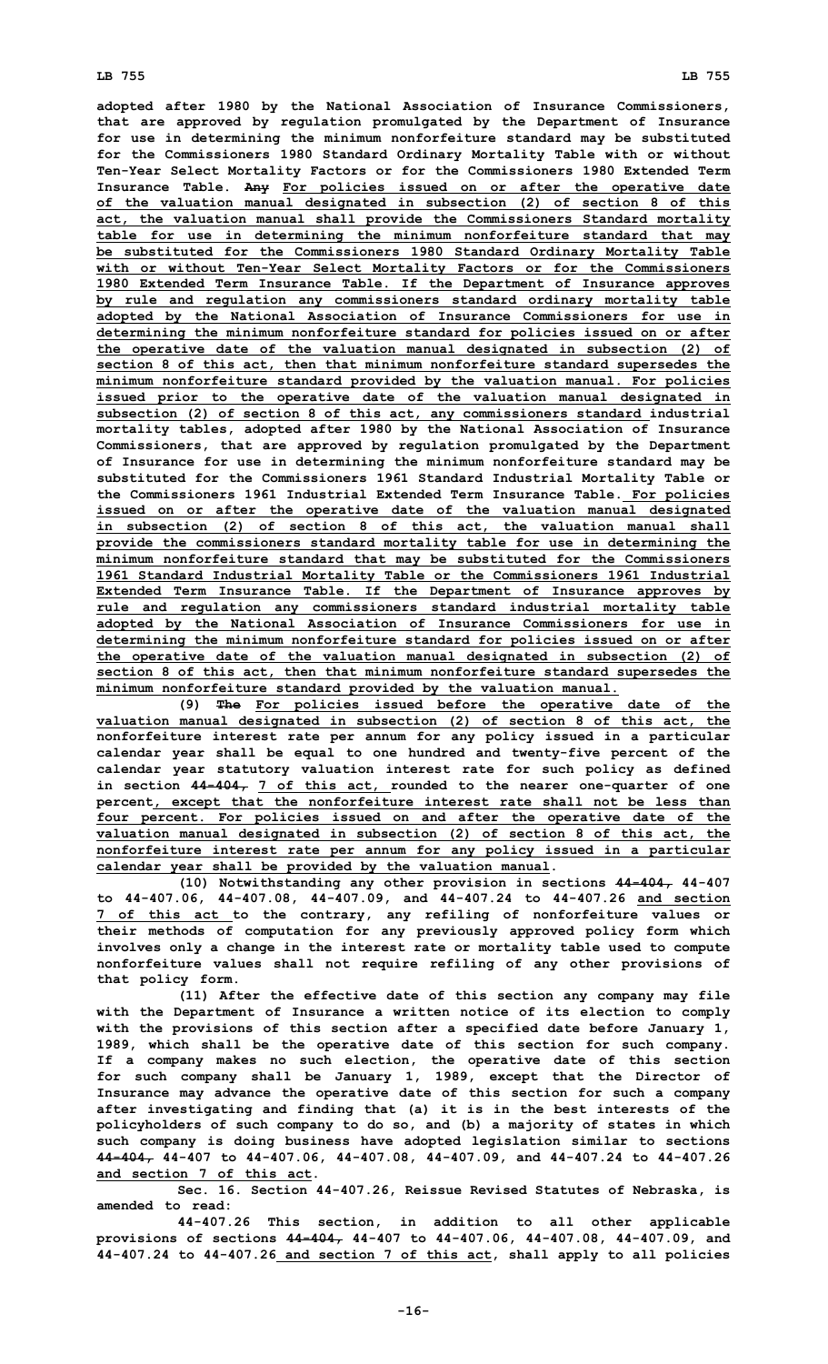adopted after 1980 by the National Association of Insurance Commissioners, that are approved by regulation promulgated by the Department of Insurance for use in determining the minimum nonforfeiture standard may be substituted for the Commissioners 1980 Standard Ordinary Mortality Table with or without Ten-Year Select Mortality Factors or for the Commissioners 1980 Extended Term Insurance Table. ~~Any~~ For policies issued on or after the operative date of the valuation manual designated in subsection (2) of section 8 of this act, the valuation manual shall provide the Commissioners Standard mortality table for use in determining the minimum nonforfeiture standard that may be substituted for the Commissioners 1980 Standard Ordinary Mortality Table with or without Ten-Year Select Mortality Factors or for the Commissioners 1980 Extended Term Insurance Table. If the Department of Insurance approves by rule and regulation any commissioners standard ordinary mortality table adopted by the National Association of Insurance Commissioners for use in determining the minimum nonforfeiture standard for policies issued on or after the operative date of the valuation manual designated in subsection (2) of section 8 of this act, then that minimum nonforfeiture standard supersedes the minimum nonforfeiture standard provided by the valuation manual. For policies issued prior to the operative date of the valuation manual designated in subsection (2) of section 8 of this act, any commissioners standard industrial mortality tables, adopted after 1980 by the National Association of Insurance Commissioners, that are approved by regulation promulgated by the Department of Insurance for use in determining the minimum nonforfeiture standard may be substituted for the Commissioners 1961 Standard Industrial Mortality Table or the Commissioners 1961 Industrial Extended Term Insurance Table. For policies issued on or after the operative date of the valuation manual designated in subsection (2) of section 8 of this act, the valuation manual shall provide the commissioners standard mortality table for use in determining the minimum nonforfeiture standard that may be substituted for the Commissioners 1961 Standard Industrial Mortality Table or the Commissioners 1961 Industrial Extended Term Insurance Table. If the Department of Insurance approves by rule and regulation any commissioners standard industrial mortality table adopted by the National Association of Insurance Commissioners for use in determining the minimum nonforfeiture standard for policies issued on or after the operative date of the valuation manual designated in subsection (2) of section 8 of this act, then that minimum nonforfeiture standard supersedes the minimum nonforfeiture standard provided by the valuation manual.

(9) ~~The~~ For policies issued before the operative date of the valuation manual designated in subsection (2) of section 8 of this act, the nonforfeiture interest rate per annum for any policy issued in a particular calendar year shall be equal to one hundred and twenty-five percent of the calendar year statutory valuation interest rate for such policy as defined in section ~~44-404,~~ 7 of this act, rounded to the nearer one-quarter of one percent, except that the nonforfeiture interest rate shall not be less than four percent. For policies issued on and after the operative date of the valuation manual designated in subsection (2) of section 8 of this act, the nonforfeiture interest rate per annum for any policy issued in a particular calendar year shall be provided by the valuation manual.

(10) Notwithstanding any other provision in sections ~~44-404,~~ 44-407 to 44-407.06, 44-407.08, 44-407.09, and 44-407.24 to 44-407.26 and section 7 of this act to the contrary, any refiling of nonforfeiture values or their methods of computation for any previously approved policy form which involves only a change in the interest rate or mortality table used to compute nonforfeiture values shall not require refiling of any other provisions of that policy form.

(11) After the effective date of this section any company may file with the Department of Insurance a written notice of its election to comply with the provisions of this section after a specified date before January 1, 1989, which shall be the operative date of this section for such company. If a company makes no such election, the operative date of this section for such company shall be January 1, 1989, except that the Director of Insurance may advance the operative date of this section for such a company after investigating and finding that (a) it is in the best interests of the policyholders of such company to do so, and (b) a majority of states in which such company is doing business have adopted legislation similar to sections ~~44-404,~~ 44-407 to 44-407.06, 44-407.08, 44-407.09, and 44-407.24 to 44-407.26 and section 7 of this act.

Sec. 16. Section 44-407.26, Reissue Revised Statutes of Nebraska, is amended to read:

44-407.26 This section, in addition to all other applicable provisions of sections ~~44-404,~~ 44-407 to 44-407.06, 44-407.08, 44-407.09, and 44-407.24 to 44-407.26 and section 7 of this act, shall apply to all policies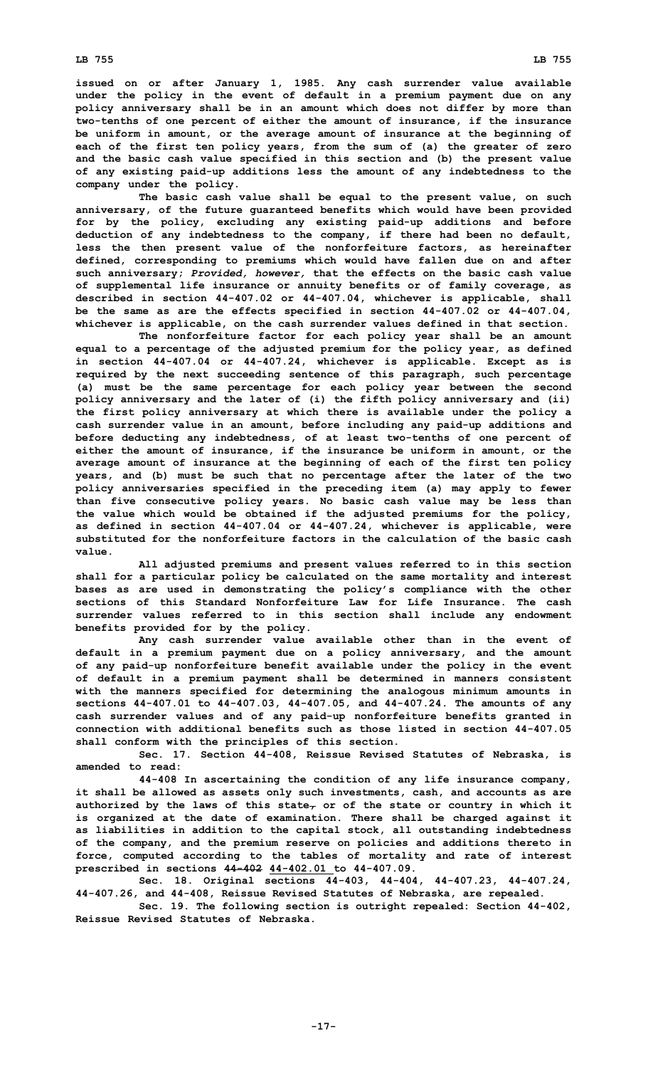**issued on or after January 1, 1985. Any cash surrender value available under the policy in the event of default in a premium payment due on any policy anniversary shall be in an amount which does not differ by more than two-tenths of one percent of either the amount of insurance, if the insurance be uniform in amount, or the average amount of insurance at the beginning of each of the first ten policy years, from the sum of (a) the greater of zero and the basic cash value specified in this section and (b) the present value of any existing paid-up additions less the amount of any indebtedness to the company under the policy.**

**The basic cash value shall be equal to the present value, on such anniversary, of the future guaranteed benefits which would have been provided for by the policy, excluding any existing paid-up additions and before deduction of any indebtedness to the company, if there had been no default, less the then present value of the nonforfeiture factors, as hereinafter defined, corresponding to premiums which would have fallen due on and after such anniversary; *Provided, however,* that the effects on the basic cash value of supplemental life insurance or annuity benefits or of family coverage, as described in section 44-407.02 or 44-407.04, whichever is applicable, shall be the same as are the effects specified in section 44-407.02 or 44-407.04, whichever is applicable, on the cash surrender values defined in that section.**

**The nonforfeiture factor for each policy year shall be an amount equal to a percentage of the adjusted premium for the policy year, as defined in section 44-407.04 or 44-407.24, whichever is applicable. Except as is required by the next succeeding sentence of this paragraph, such percentage (a) must be the same percentage for each policy year between the second policy anniversary and the later of (i) the fifth policy anniversary and (ii) the first policy anniversary at which there is available under the policy a cash surrender value in an amount, before including any paid-up additions and before deducting any indebtedness, of at least two-tenths of one percent of either the amount of insurance, if the insurance be uniform in amount, or the average amount of insurance at the beginning of each of the first ten policy years, and (b) must be such that no percentage after the later of the two policy anniversaries specified in the preceding item (a) may apply to fewer than five consecutive policy years. No basic cash value may be less than the value which would be obtained if the adjusted premiums for the policy, as defined in section 44-407.04 or 44-407.24, whichever is applicable, were substituted for the nonforfeiture factors in the calculation of the basic cash value.**

**All adjusted premiums and present values referred to in this section shall for a particular policy be calculated on the same mortality and interest bases as are used in demonstrating the policy's compliance with the other sections of this Standard Nonforfeiture Law for Life Insurance. The cash surrender values referred to in this section shall include any endowment benefits provided for by the policy.**

**Any cash surrender value available other than in the event of default in a premium payment due on a policy anniversary, and the amount of any paid-up nonforfeiture benefit available under the policy in the event of default in a premium payment shall be determined in manners consistent with the manners specified for determining the analogous minimum amounts in sections 44-407.01 to 44-407.03, 44-407.05, and 44-407.24. The amounts of any cash surrender values and of any paid-up nonforfeiture benefits granted in connection with additional benefits such as those listed in section 44-407.05 shall conform with the principles of this section.**

**Sec. 17. Section 44-408, Reissue Revised Statutes of Nebraska, is amended to read:**

**44-408 In ascertaining the condition of any life insurance company, it shall be allowed as assets only such investments, cash, and accounts as are authorized by the laws of this state~~,~~ or of the state or country in which it is organized at the date of examination. There shall be charged against it as liabilities in addition to the capital stock, all outstanding indebtedness of the company, and the premium reserve on policies and additions thereto in force, computed according to the tables of mortality and rate of interest prescribed in sections ~~44-402~~ 44-402.01 to 44-407.09.**

**Sec. 18. Original sections 44-403, 44-404, 44-407.23, 44-407.24, 44-407.26, and 44-408, Reissue Revised Statutes of Nebraska, are repealed.**

**Sec. 19. The following section is outright repealed: Section 44-402, Reissue Revised Statutes of Nebraska.**